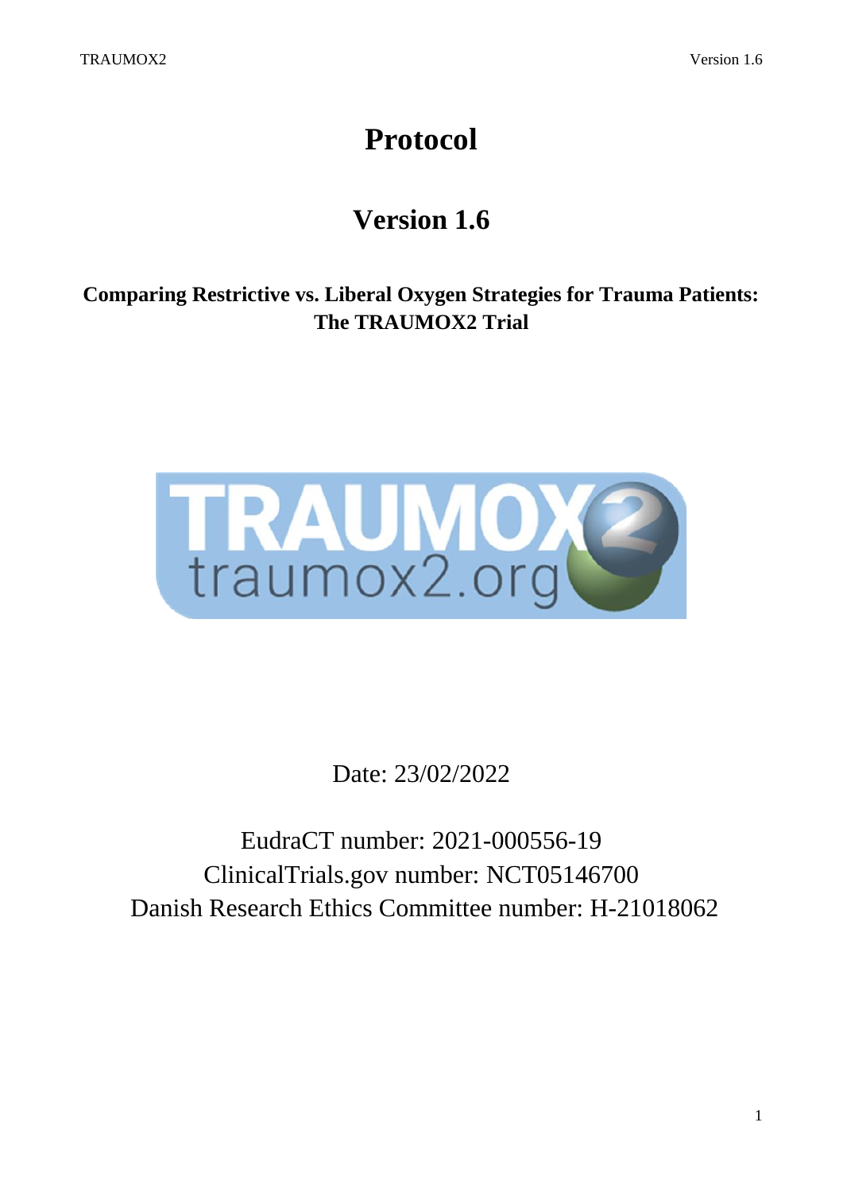# Protocol

## Version 1.6

**Comparing Restrictive vs. Liberal Oxygen Strategies for Trauma Patients: The TRAUMOX2 Trial**

Date: 23/02/2022

EudraCT number: 2021-000556-19
ClinicalTrials.gov number: NCT05146700
Danish Research Ethics Committee number: H-21018062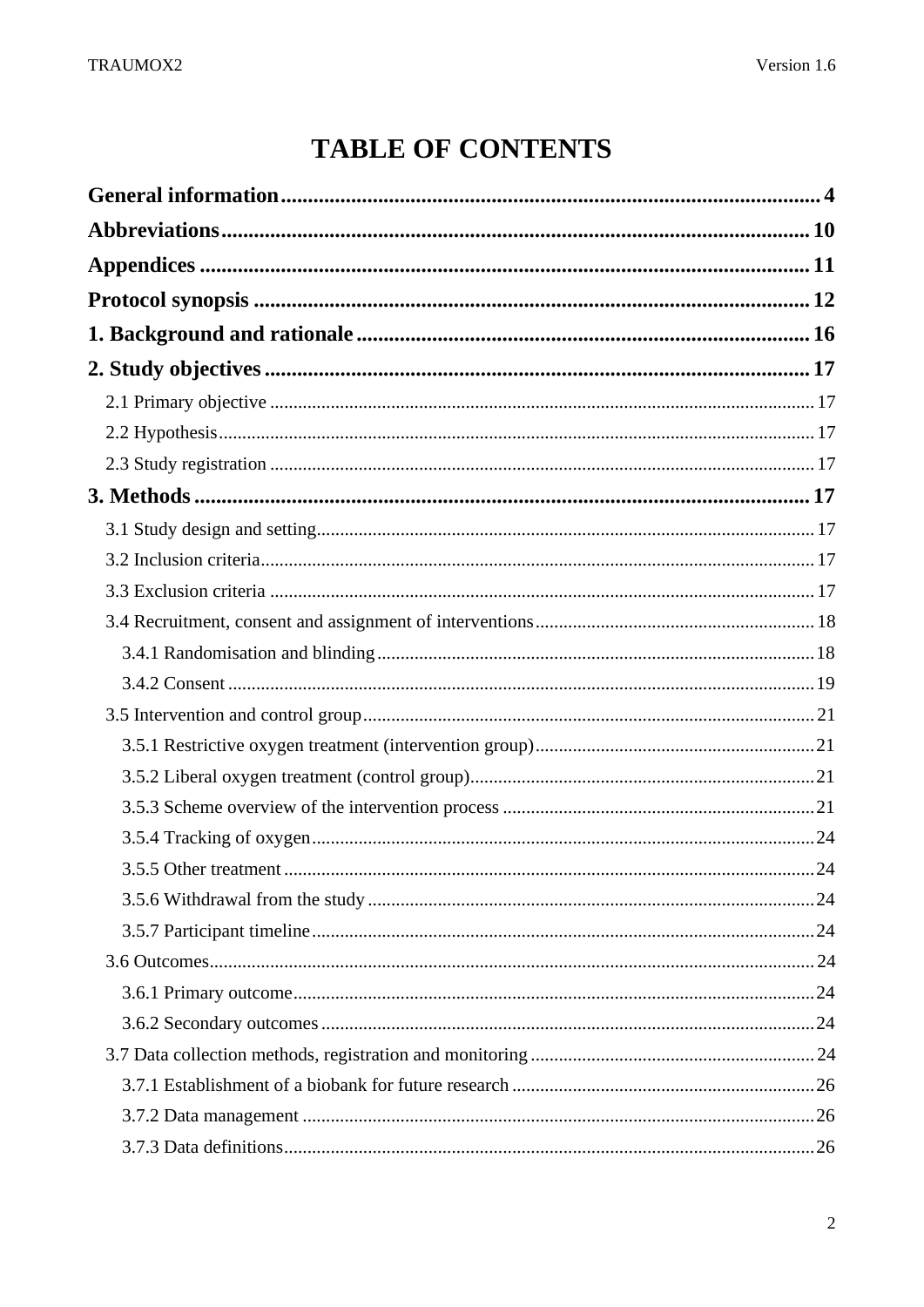# TABLE OF CONTENTS

**General information** .... 4

**Abbreviations** .... 10

**Appendices** .... 11

**Protocol synopsis** .... 12

**1. Background and rationale** .... 16

**2. Study objectives** .... 17

- 2.1 Primary objective .... 17
- 2.2 Hypothesis .... 17
- 2.3 Study registration .... 17

**3. Methods** .... 17

- 3.1 Study design and setting .... 17
- 3.2 Inclusion criteria .... 17
- 3.3 Exclusion criteria .... 17
- 3.4 Recruitment, consent and assignment of interventions .... 18
  - 3.4.1 Randomisation and blinding .... 18
  - 3.4.2 Consent .... 19
- 3.5 Intervention and control group .... 21
  - 3.5.1 Restrictive oxygen treatment (intervention group) .... 21
  - 3.5.2 Liberal oxygen treatment (control group) .... 21
  - 3.5.3 Scheme overview of the intervention process .... 21
  - 3.5.4 Tracking of oxygen .... 24
  - 3.5.5 Other treatment .... 24
  - 3.5.6 Withdrawal from the study .... 24
  - 3.5.7 Participant timeline .... 24
- 3.6 Outcomes .... 24
  - 3.6.1 Primary outcome .... 24
  - 3.6.2 Secondary outcomes .... 24
- 3.7 Data collection methods, registration and monitoring .... 24
  - 3.7.1 Establishment of a biobank for future research .... 26
  - 3.7.2 Data management .... 26
  - 3.7.3 Data definitions .... 26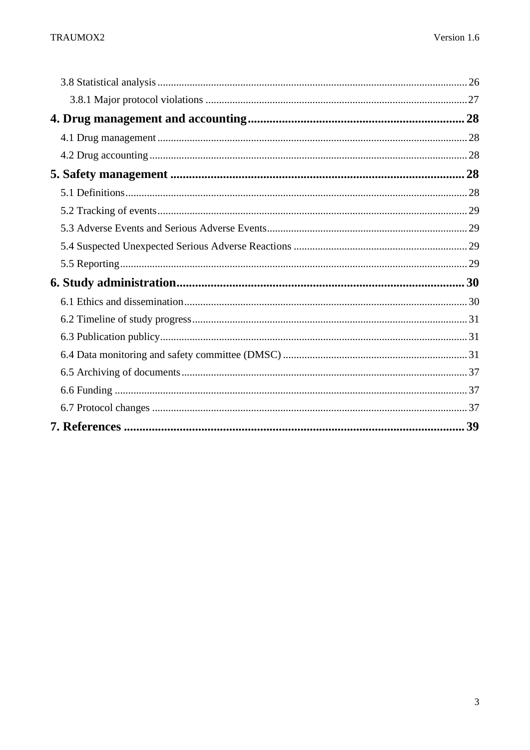3.8 Statistical analysis ... 26

3.8.1 Major protocol violations ... 27

**4. Drug management and accounting ... 28**

4.1 Drug management ... 28

4.2 Drug accounting ... 28

**5. Safety management ... 28**

5.1 Definitions ... 28

5.2 Tracking of events ... 29

5.3 Adverse Events and Serious Adverse Events ... 29

5.4 Suspected Unexpected Serious Adverse Reactions ... 29

5.5 Reporting ... 29

**6. Study administration ... 30**

6.1 Ethics and dissemination ... 30

6.2 Timeline of study progress ... 31

6.3 Publication publicy ... 31

6.4 Data monitoring and safety committee (DMSC) ... 31

6.5 Archiving of documents ... 37

6.6 Funding ... 37

6.7 Protocol changes ... 37

**7. References ... 39**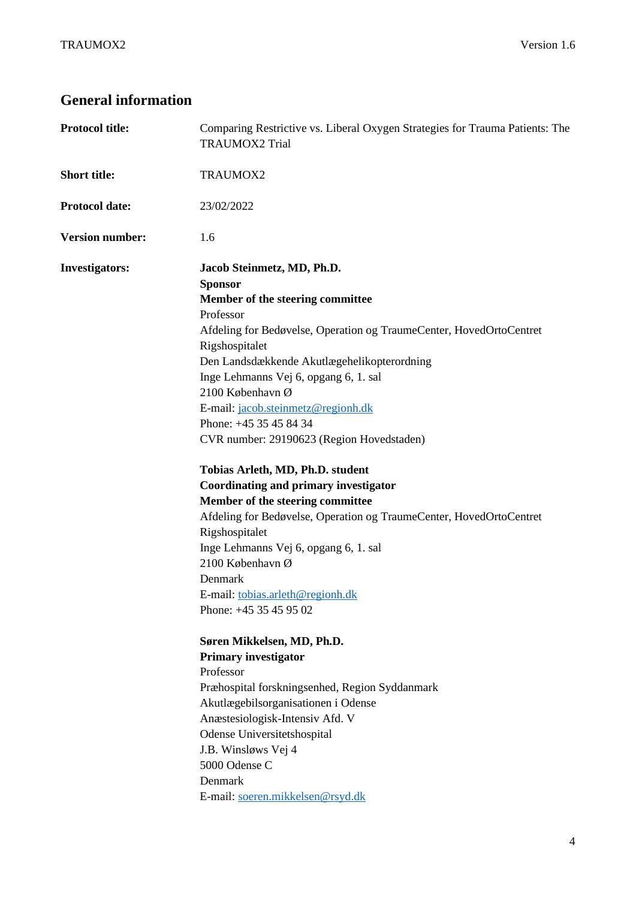## General information

**Protocol title:** Comparing Restrictive vs. Liberal Oxygen Strategies for Trauma Patients: The TRAUMOX2 Trial

**Short title:** TRAUMOX2

**Protocol date:** 23/02/2022

**Version number:** 1.6

**Investigators:**

**Jacob Steinmetz, MD, Ph.D.**
**Sponsor**
**Member of the steering committee**
Professor
Afdeling for Bedøvelse, Operation og TraumeCenter, HovedOrtoCentret
Rigshospitalet
Den Landsdækkende Akutlægehelikopterordning
Inge Lehmanns Vej 6, opgang 6, 1. sal
2100 København Ø
E-mail: jacob.steinmetz@regionh.dk
Phone: +45 35 45 84 34
CVR number: 29190623 (Region Hovedstaden)

**Tobias Arleth, MD, Ph.D. student**
**Coordinating and primary investigator**
**Member of the steering committee**
Afdeling for Bedøvelse, Operation og TraumeCenter, HovedOrtoCentret
Rigshospitalet
Inge Lehmanns Vej 6, opgang 6, 1. sal
2100 København Ø
Denmark
E-mail: tobias.arleth@regionh.dk
Phone: +45 35 45 95 02

**Søren Mikkelsen, MD, Ph.D.**
**Primary investigator**
Professor
Præhospital forskningsenhed, Region Syddanmark
Akutlægebilsorganisationen i Odense
Anæstesiologisk-Intensiv Afd. V
Odense Universitetshospital
J.B. Winsløws Vej 4
5000 Odense C
Denmark
E-mail: soeren.mikkelsen@rsyd.dk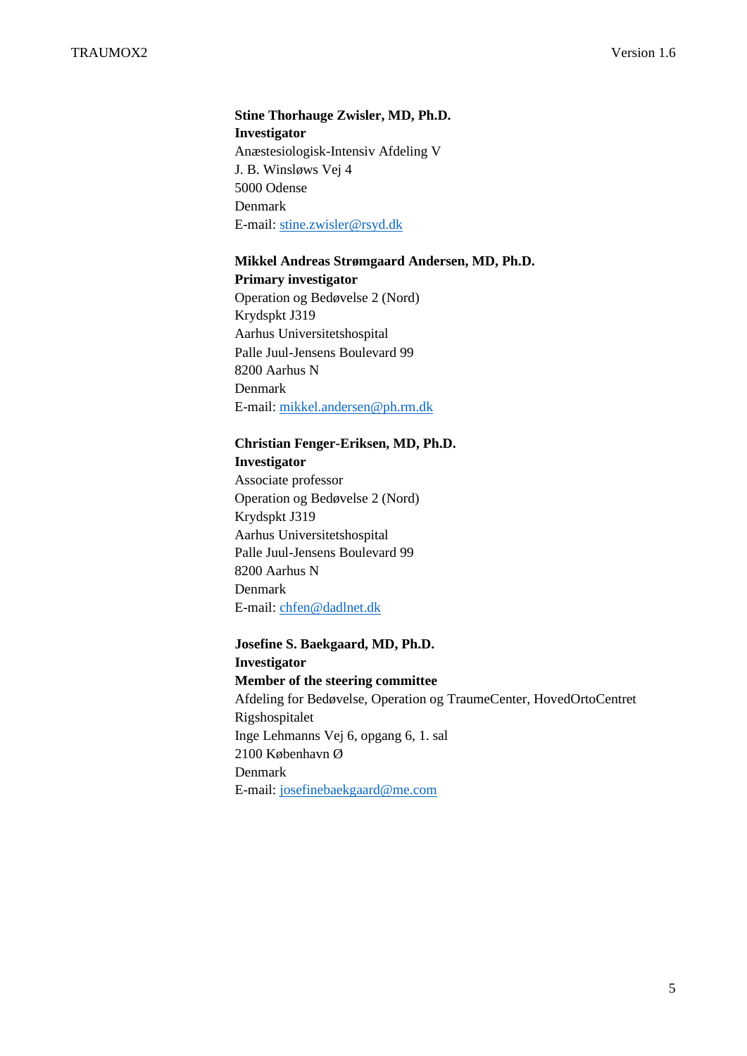**Stine Thorhauge Zwisler, MD, Ph.D.**
**Investigator**
Anæstesiologisk-Intensiv Afdeling V
J. B. Winsløws Vej 4
5000 Odense
Denmark
E-mail: stine.zwisler@rsyd.dk

**Mikkel Andreas Strømgaard Andersen, MD, Ph.D.**
**Primary investigator**
Operation og Bedøvelse 2 (Nord)
Krydspkt J319
Aarhus Universitetshospital
Palle Juul-Jensens Boulevard 99
8200 Aarhus N
Denmark
E-mail: mikkel.andersen@ph.rm.dk

**Christian Fenger-Eriksen, MD, Ph.D.**
**Investigator**
Associate professor
Operation og Bedøvelse 2 (Nord)
Krydspkt J319
Aarhus Universitetshospital
Palle Juul-Jensens Boulevard 99
8200 Aarhus N
Denmark
E-mail: chfen@dadlnet.dk

**Josefine S. Baekgaard, MD, Ph.D.**
**Investigator**
**Member of the steering committee**
Afdeling for Bedøvelse, Operation og TraumeCenter, HovedOrtoCentret
Rigshospitalet
Inge Lehmanns Vej 6, opgang 6, 1. sal
2100 København Ø
Denmark
E-mail: josefinebaekgaard@me.com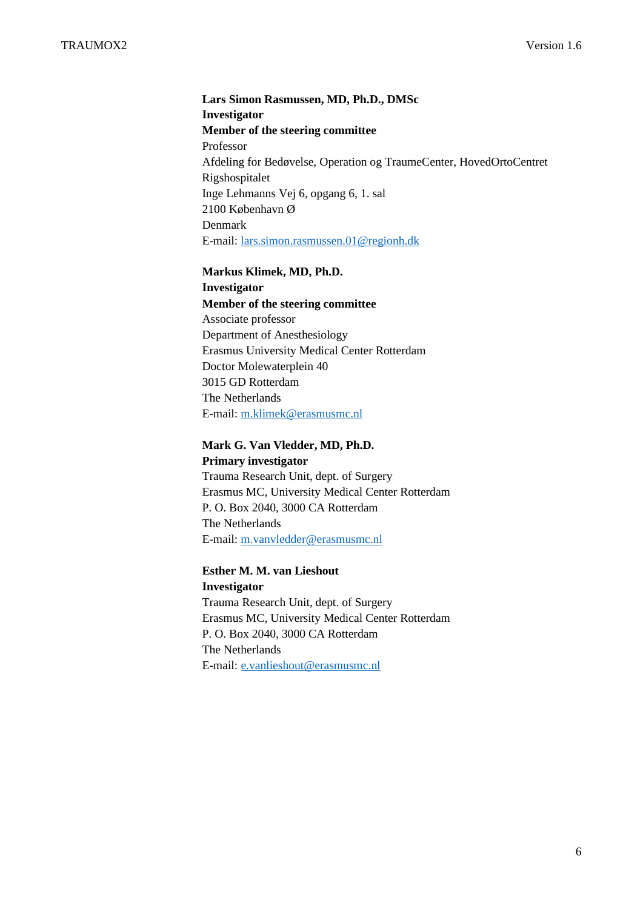**Lars Simon Rasmussen, MD, Ph.D., DMSc**
**Investigator**
**Member of the steering committee**
Professor
Afdeling for Bedøvelse, Operation og TraumeCenter, HovedOrtoCentret
Rigshospitalet
Inge Lehmanns Vej 6, opgang 6, 1. sal
2100 København Ø
Denmark
E-mail: lars.simon.rasmussen.01@regionh.dk

**Markus Klimek, MD, Ph.D.**
**Investigator**
**Member of the steering committee**
Associate professor
Department of Anesthesiology
Erasmus University Medical Center Rotterdam
Doctor Molewaterplein 40
3015 GD Rotterdam
The Netherlands
E-mail: m.klimek@erasmusmc.nl

**Mark G. Van Vledder, MD, Ph.D.**
**Primary investigator**
Trauma Research Unit, dept. of Surgery
Erasmus MC, University Medical Center Rotterdam
P. O. Box 2040, 3000 CA Rotterdam
The Netherlands
E-mail: m.vanvledder@erasmusmc.nl

**Esther M. M. van Lieshout**
**Investigator**
Trauma Research Unit, dept. of Surgery
Erasmus MC, University Medical Center Rotterdam
P. O. Box 2040, 3000 CA Rotterdam
The Netherlands
E-mail: e.vanlieshout@erasmusmc.nl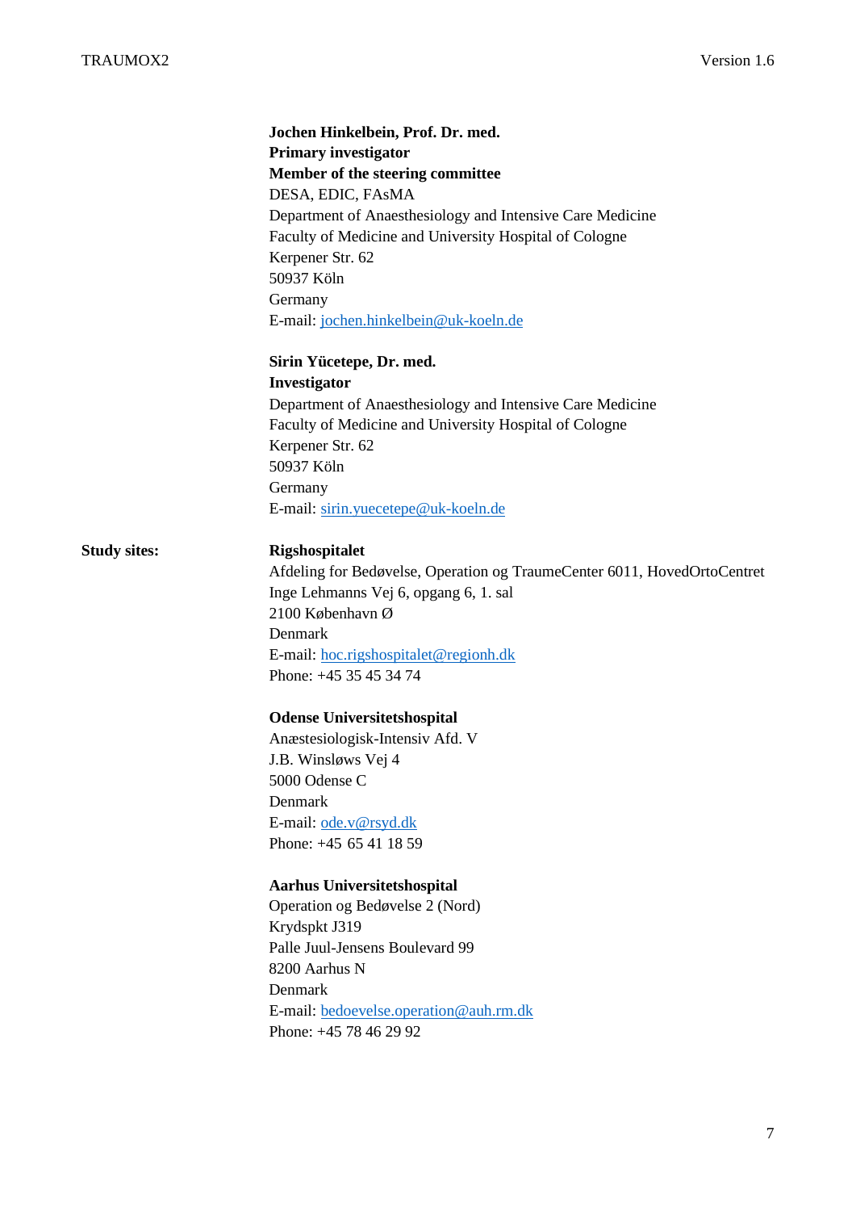**Jochen Hinkelbein, Prof. Dr. med.**
**Primary investigator**
**Member of the steering committee**
DESA, EDIC, FAsMA
Department of Anaesthesiology and Intensive Care Medicine
Faculty of Medicine and University Hospital of Cologne
Kerpener Str. 62
50937 Köln
Germany
E-mail: jochen.hinkelbein@uk-koeln.de

**Sirin Yücetepe, Dr. med.**
**Investigator**
Department of Anaesthesiology and Intensive Care Medicine
Faculty of Medicine and University Hospital of Cologne
Kerpener Str. 62
50937 Köln
Germany
E-mail: sirin.yuecetepe@uk-koeln.de

**Study sites:**

**Rigshospitalet**
Afdeling for Bedøvelse, Operation og TraumeCenter 6011, HovedOrtoCentret
Inge Lehmanns Vej 6, opgang 6, 1. sal
2100 København Ø
Denmark
E-mail: hoc.rigshospitalet@regionh.dk
Phone: +45 35 45 34 74

**Odense Universitetshospital**
Anæstesiologisk-Intensiv Afd. V
J.B. Winsløws Vej 4
5000 Odense C
Denmark
E-mail: ode.v@rsyd.dk
Phone: +45 65 41 18 59

**Aarhus Universitetshospital**
Operation og Bedøvelse 2 (Nord)
Krydspkt J319
Palle Juul-Jensens Boulevard 99
8200 Aarhus N
Denmark
E-mail: bedoevelse.operation@auh.rm.dk
Phone: +45 78 46 29 92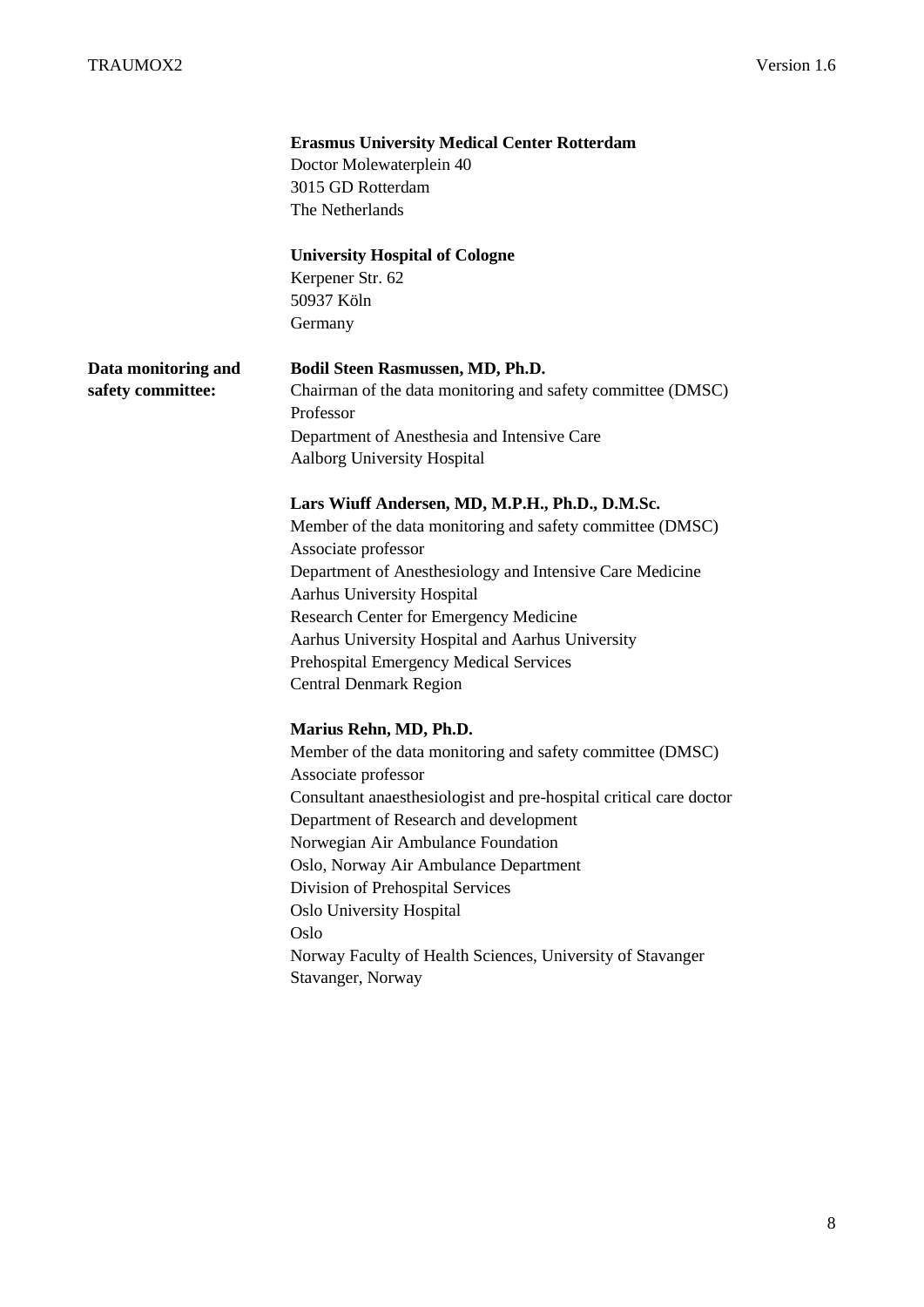**Erasmus University Medical Center Rotterdam**
Doctor Molewaterplein 40
3015 GD Rotterdam
The Netherlands

**University Hospital of Cologne**
Kerpener Str. 62
50937 Köln
Germany

**Data monitoring and safety committee:**

**Bodil Steen Rasmussen, MD, Ph.D.**
Chairman of the data monitoring and safety committee (DMSC)
Professor
Department of Anesthesia and Intensive Care
Aalborg University Hospital

**Lars Wiuff Andersen, MD, M.P.H., Ph.D., D.M.Sc.**
Member of the data monitoring and safety committee (DMSC)
Associate professor
Department of Anesthesiology and Intensive Care Medicine
Aarhus University Hospital
Research Center for Emergency Medicine
Aarhus University Hospital and Aarhus University
Prehospital Emergency Medical Services
Central Denmark Region

**Marius Rehn, MD, Ph.D.**
Member of the data monitoring and safety committee (DMSC)
Associate professor
Consultant anaesthesiologist and pre-hospital critical care doctor
Department of Research and development
Norwegian Air Ambulance Foundation
Oslo, Norway Air Ambulance Department
Division of Prehospital Services
Oslo University Hospital
Oslo
Norway Faculty of Health Sciences, University of Stavanger
Stavanger, Norway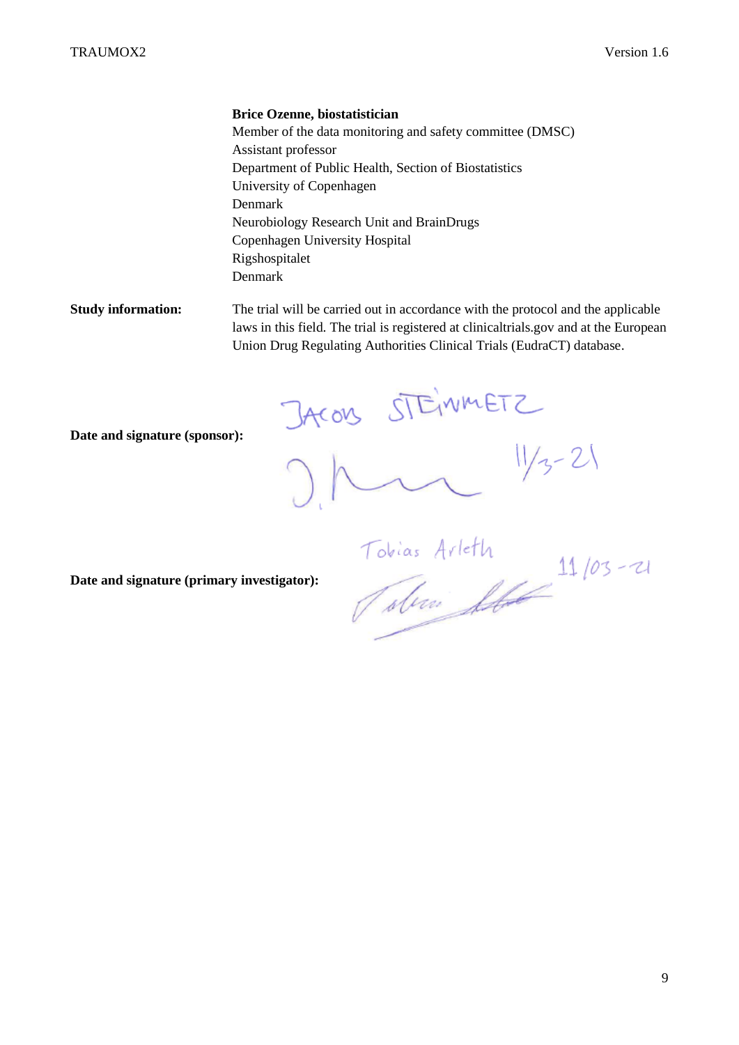**Brice Ozenne, biostatistician**
Member of the data monitoring and safety committee (DMSC)
Assistant professor
Department of Public Health, Section of Biostatistics
University of Copenhagen
Denmark
Neurobiology Research Unit and BrainDrugs
Copenhagen University Hospital
Rigshospitalet
Denmark

**Study information:** The trial will be carried out in accordance with the protocol and the applicable laws in this field. The trial is registered at clinicaltrials.gov and at the European Union Drug Regulating Authorities Clinical Trials (EudraCT) database.

**Date and signature (sponsor):** JACOB STEINMETZ 11/3-21

**Date and signature (primary investigator):** Tobias Arleth 11/03-21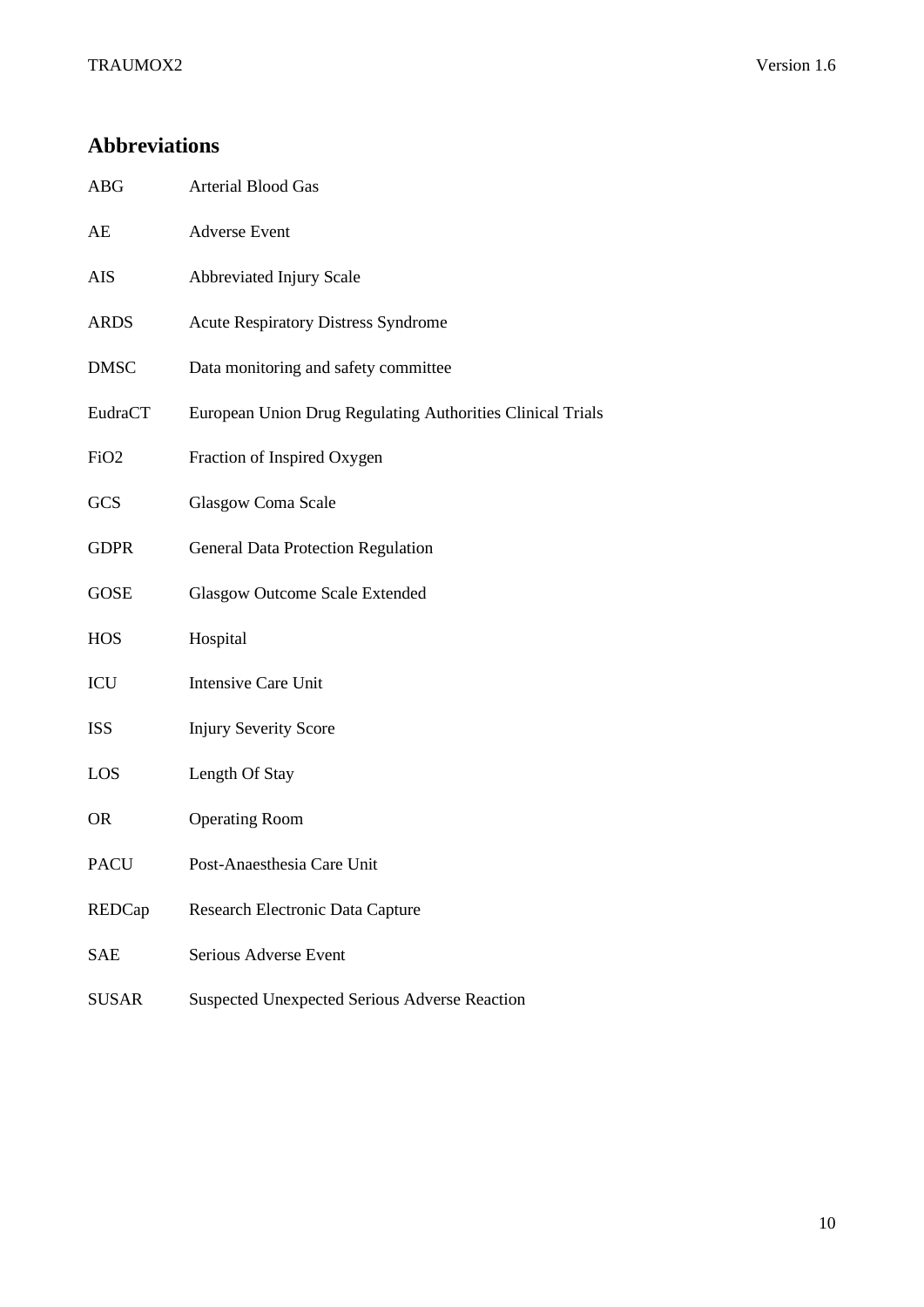## Abbreviations

| | |
|---|---|
| ABG | Arterial Blood Gas |
| AE | Adverse Event |
| AIS | Abbreviated Injury Scale |
| ARDS | Acute Respiratory Distress Syndrome |
| DMSC | Data monitoring and safety committee |
| EudraCT | European Union Drug Regulating Authorities Clinical Trials |
| FiO2 | Fraction of Inspired Oxygen |
| GCS | Glasgow Coma Scale |
| GDPR | General Data Protection Regulation |
| GOSE | Glasgow Outcome Scale Extended |
| HOS | Hospital |
| ICU | Intensive Care Unit |
| ISS | Injury Severity Score |
| LOS | Length Of Stay |
| OR | Operating Room |
| PACU | Post-Anaesthesia Care Unit |
| REDCap | Research Electronic Data Capture |
| SAE | Serious Adverse Event |
| SUSAR | Suspected Unexpected Serious Adverse Reaction |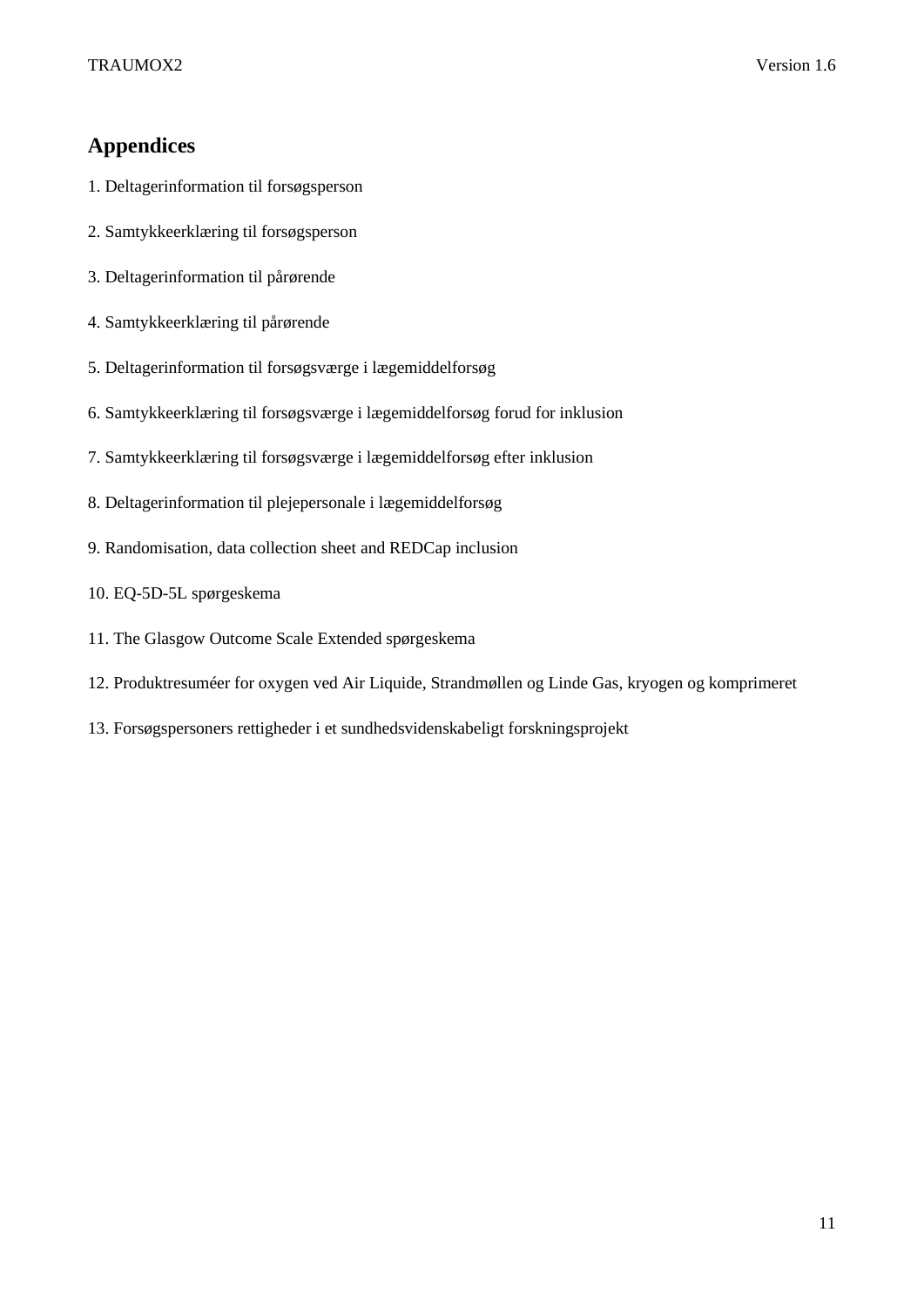## Appendices

1. Deltagerinformation til forsøgsperson
2. Samtykkeerklæring til forsøgsperson
3. Deltagerinformation til pårørende
4. Samtykkeerklæring til pårørende
5. Deltagerinformation til forsøgsværge i lægemiddelforsøg
6. Samtykkeerklæring til forsøgsværge i lægemiddelforsøg forud for inklusion
7. Samtykkeerklæring til forsøgsværge i lægemiddelforsøg efter inklusion
8. Deltagerinformation til plejepersonale i lægemiddelforsøg
9. Randomisation, data collection sheet and REDCap inclusion
10. EQ-5D-5L spørgeskema
11. The Glasgow Outcome Scale Extended spørgeskema
12. Produktresuméer for oxygen ved Air Liquide, Strandmøllen og Linde Gas, kryogen og komprimeret
13. Forsøgspersoners rettigheder i et sundhedsvidenskabeligt forskningsprojekt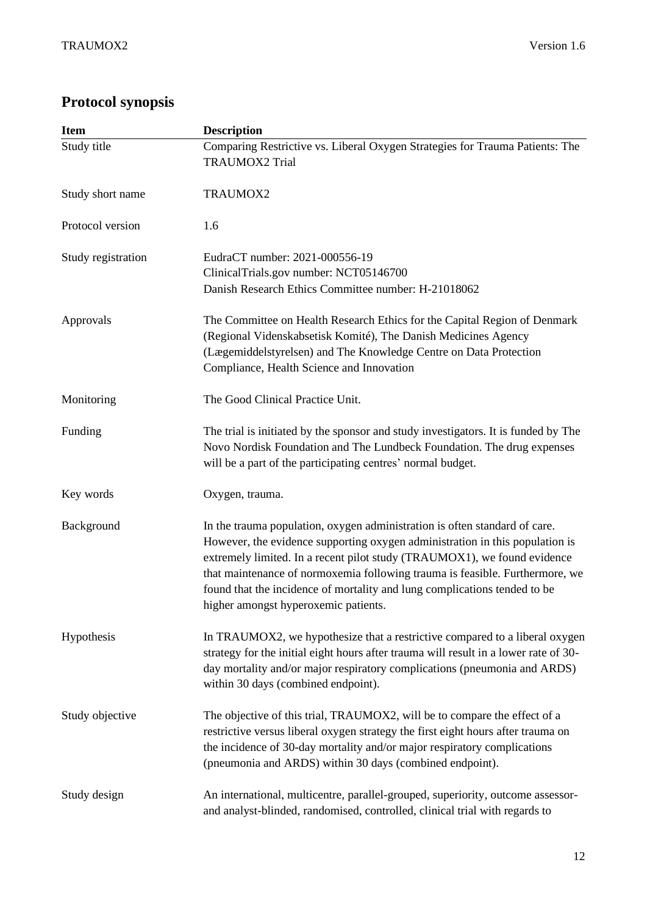## Protocol synopsis

| Item | Description |
|---|---|
| Study title | Comparing Restrictive vs. Liberal Oxygen Strategies for Trauma Patients: The TRAUMOX2 Trial |
| Study short name | TRAUMOX2 |
| Protocol version | 1.6 |
| Study registration | EudraCT number: 2021-000556-19<br>ClinicalTrials.gov number: NCT05146700<br>Danish Research Ethics Committee number: H-21018062 |
| Approvals | The Committee on Health Research Ethics for the Capital Region of Denmark (Regional Videnskabsetisk Komité), The Danish Medicines Agency (Lægemiddelstyrelsen) and The Knowledge Centre on Data Protection Compliance, Health Science and Innovation |
| Monitoring | The Good Clinical Practice Unit. |
| Funding | The trial is initiated by the sponsor and study investigators. It is funded by The Novo Nordisk Foundation and The Lundbeck Foundation. The drug expenses will be a part of the participating centres' normal budget. |
| Key words | Oxygen, trauma. |
| Background | In the trauma population, oxygen administration is often standard of care. However, the evidence supporting oxygen administration in this population is extremely limited. In a recent pilot study (TRAUMOX1), we found evidence that maintenance of normoxemia following trauma is feasible. Furthermore, we found that the incidence of mortality and lung complications tended to be higher amongst hyperoxemic patients. |
| Hypothesis | In TRAUMOX2, we hypothesize that a restrictive compared to a liberal oxygen strategy for the initial eight hours after trauma will result in a lower rate of 30-day mortality and/or major respiratory complications (pneumonia and ARDS) within 30 days (combined endpoint). |
| Study objective | The objective of this trial, TRAUMOX2, will be to compare the effect of a restrictive versus liberal oxygen strategy the first eight hours after trauma on the incidence of 30-day mortality and/or major respiratory complications (pneumonia and ARDS) within 30 days (combined endpoint). |
| Study design | An international, multicentre, parallel-grouped, superiority, outcome assessor- and analyst-blinded, randomised, controlled, clinical trial with regards to |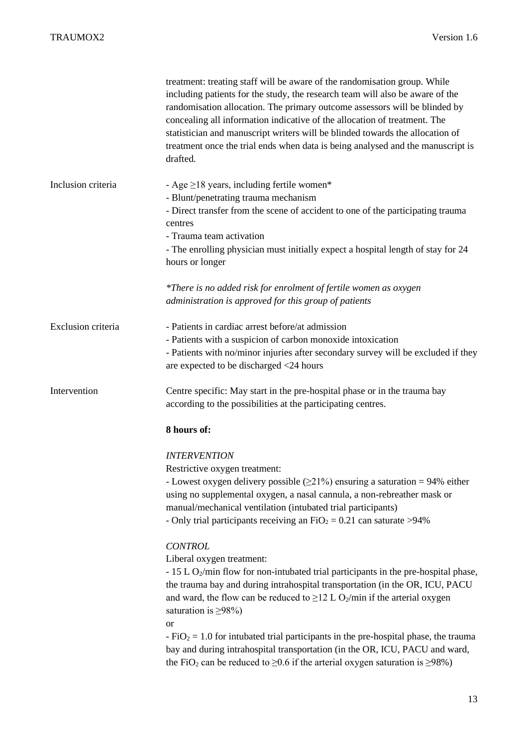| | |
|---|---|
| | treatment: treating staff will be aware of the randomisation group. While including patients for the study, the research team will also be aware of the randomisation allocation. The primary outcome assessors will be blinded by concealing all information indicative of the allocation of treatment. The statistician and manuscript writers will be blinded towards the allocation of treatment once the trial ends when data is being analysed and the manuscript is drafted. |
| Inclusion criteria | - Age ≥18 years, including fertile women*<br>- Blunt/penetrating trauma mechanism<br>- Direct transfer from the scene of accident to one of the participating trauma centres<br>- Trauma team activation<br>- The enrolling physician must initially expect a hospital length of stay for 24 hours or longer<br><br>*\*There is no added risk for enrolment of fertile women as oxygen administration is approved for this group of patients* |
| Exclusion criteria | - Patients in cardiac arrest before/at admission<br>- Patients with a suspicion of carbon monoxide intoxication<br>- Patients with no/minor injuries after secondary survey will be excluded if they are expected to be discharged <24 hours |
| Intervention | Centre specific: May start in the pre-hospital phase or in the trauma bay according to the possibilities at the participating centres.<br><br>**8 hours of:**<br><br>*INTERVENTION*<br>Restrictive oxygen treatment:<br>- Lowest oxygen delivery possible (≥21%) ensuring a saturation = 94% either using no supplemental oxygen, a nasal cannula, a non-rebreather mask or manual/mechanical ventilation (intubated trial participants)<br>- Only trial participants receiving an $FiO_2 = 0.21$ can saturate >94%<br><br>*CONTROL*<br>Liberal oxygen treatment:<br>- 15 L $O_2$/min flow for non-intubated trial participants in the pre-hospital phase, the trauma bay and during intrahospital transportation (in the OR, ICU, PACU and ward, the flow can be reduced to ≥12 L $O_2$/min if the arterial oxygen saturation is ≥98%)<br>or<br>- $FiO_2 = 1.0$ for intubated trial participants in the pre-hospital phase, the trauma bay and during intrahospital transportation (in the OR, ICU, PACU and ward, the $FiO_2$ can be reduced to ≥0.6 if the arterial oxygen saturation is ≥98%) |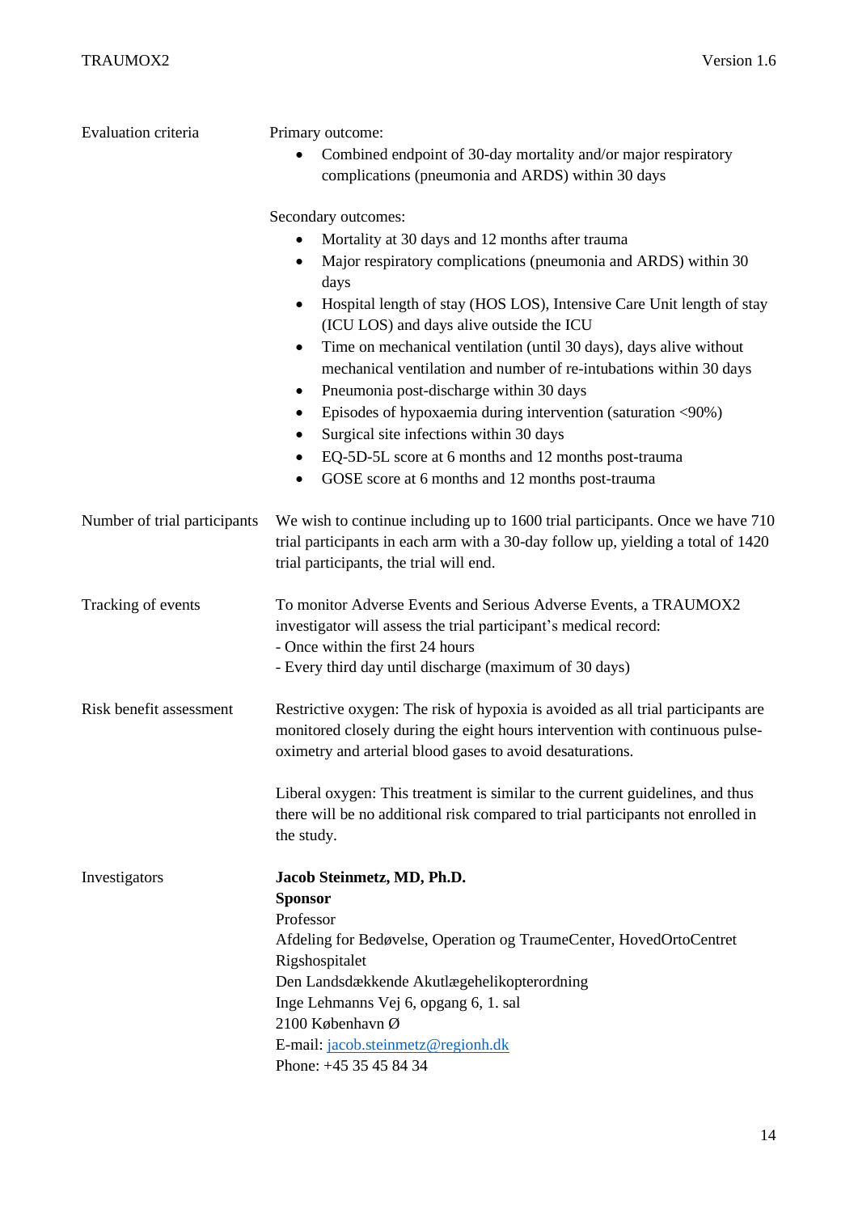| | |
|---|---|
| Evaluation criteria | Primary outcome:<br>• Combined endpoint of 30-day mortality and/or major respiratory complications (pneumonia and ARDS) within 30 days<br><br>Secondary outcomes:<br>• Mortality at 30 days and 12 months after trauma<br>• Major respiratory complications (pneumonia and ARDS) within 30 days<br>• Hospital length of stay (HOS LOS), Intensive Care Unit length of stay (ICU LOS) and days alive outside the ICU<br>• Time on mechanical ventilation (until 30 days), days alive without mechanical ventilation and number of re-intubations within 30 days<br>• Pneumonia post-discharge within 30 days<br>• Episodes of hypoxaemia during intervention (saturation <90%)<br>• Surgical site infections within 30 days<br>• EQ-5D-5L score at 6 months and 12 months post-trauma<br>• GOSE score at 6 months and 12 months post-trauma |
| Number of trial participants | We wish to continue including up to 1600 trial participants. Once we have 710 trial participants in each arm with a 30-day follow up, yielding a total of 1420 trial participants, the trial will end. |
| Tracking of events | To monitor Adverse Events and Serious Adverse Events, a TRAUMOX2 investigator will assess the trial participant's medical record:<br>- Once within the first 24 hours<br>- Every third day until discharge (maximum of 30 days) |
| Risk benefit assessment | Restrictive oxygen: The risk of hypoxia is avoided as all trial participants are monitored closely during the eight hours intervention with continuous pulse-oximetry and arterial blood gases to avoid desaturations.<br><br>Liberal oxygen: This treatment is similar to the current guidelines, and thus there will be no additional risk compared to trial participants not enrolled in the study. |
| Investigators | **Jacob Steinmetz, MD, Ph.D.**<br>**Sponsor**<br>Professor<br>Afdeling for Bedøvelse, Operation og TraumeCenter, HovedOrtoCentret<br>Rigshospitalet<br>Den Landsdækkende Akutlægehelikopterordning<br>Inge Lehmanns Vej 6, opgang 6, 1. sal<br>2100 København Ø<br>E-mail: jacob.steinmetz@regionh.dk<br>Phone: +45 35 45 84 34 |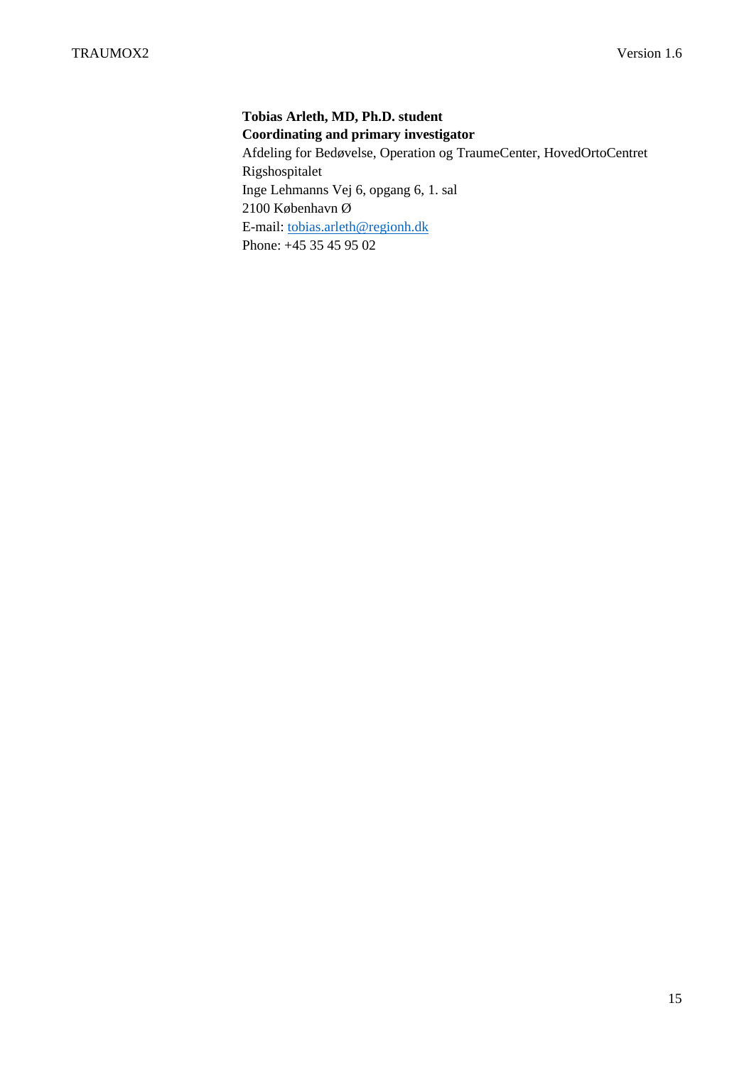**Tobias Arleth, MD, Ph.D. student**  
**Coordinating and primary investigator**  
Afdeling for Bedøvelse, Operation og TraumeCenter, HovedOrtoCentret  
Rigshospitalet  
Inge Lehmanns Vej 6, opgang 6, 1. sal  
2100 København Ø  
E-mail: tobias.arleth@regionh.dk  
Phone: +45 35 45 95 02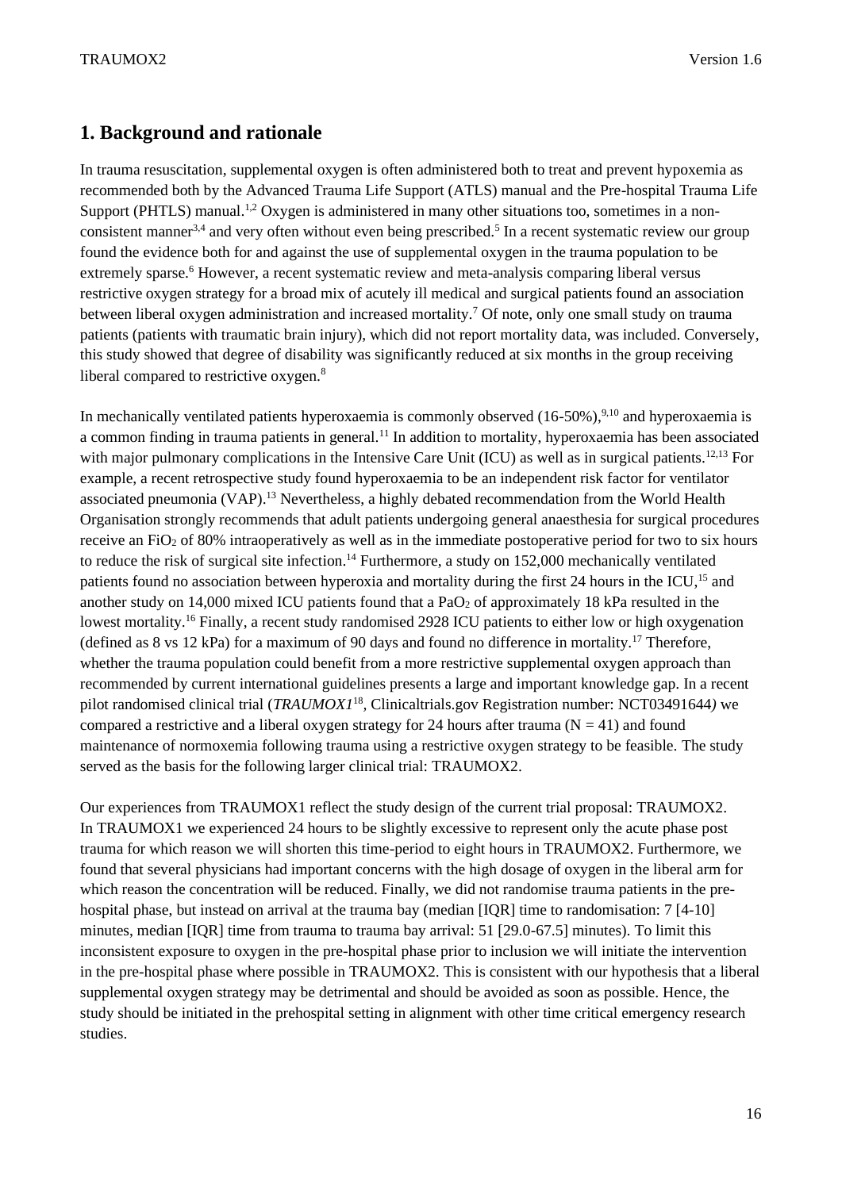## 1. Background and rationale

In trauma resuscitation, supplemental oxygen is often administered both to treat and prevent hypoxemia as recommended both by the Advanced Trauma Life Support (ATLS) manual and the Pre-hospital Trauma Life Support (PHTLS) manual.[1,2] Oxygen is administered in many other situations too, sometimes in a non-consistent manner[3,4] and very often without even being prescribed.[5] In a recent systematic review our group found the evidence both for and against the use of supplemental oxygen in the trauma population to be extremely sparse.[6] However, a recent systematic review and meta-analysis comparing liberal versus restrictive oxygen strategy for a broad mix of acutely ill medical and surgical patients found an association between liberal oxygen administration and increased mortality.[7] Of note, only one small study on trauma patients (patients with traumatic brain injury), which did not report mortality data, was included. Conversely, this study showed that degree of disability was significantly reduced at six months in the group receiving liberal compared to restrictive oxygen.[8]

In mechanically ventilated patients hyperoxaemia is commonly observed (16-50%),[9,10] and hyperoxaemia is a common finding in trauma patients in general.[11] In addition to mortality, hyperoxaemia has been associated with major pulmonary complications in the Intensive Care Unit (ICU) as well as in surgical patients.[12,13] For example, a recent retrospective study found hyperoxaemia to be an independent risk factor for ventilator associated pneumonia (VAP).[13] Nevertheless, a highly debated recommendation from the World Health Organisation strongly recommends that adult patients undergoing general anaesthesia for surgical procedures receive an $FiO_2$ of 80% intraoperatively as well as in the immediate postoperative period for two to six hours to reduce the risk of surgical site infection.[14] Furthermore, a study on 152,000 mechanically ventilated patients found no association between hyperoxia and mortality during the first 24 hours in the ICU,[15] and another study on 14,000 mixed ICU patients found that a $PaO_2$ of approximately 18 kPa resulted in the lowest mortality.[16] Finally, a recent study randomised 2928 ICU patients to either low or high oxygenation (defined as 8 vs 12 kPa) for a maximum of 90 days and found no difference in mortality.[17] Therefore, whether the trauma population could benefit from a more restrictive supplemental oxygen approach than recommended by current international guidelines presents a large and important knowledge gap. In a recent pilot randomised clinical trial (*TRAUMOX1*[18], Clinicaltrials.gov Registration number: NCT03491644) we compared a restrictive and a liberal oxygen strategy for 24 hours after trauma ($N = 41$) and found maintenance of normoxemia following trauma using a restrictive oxygen strategy to be feasible. The study served as the basis for the following larger clinical trial: TRAUMOX2.

Our experiences from TRAUMOX1 reflect the study design of the current trial proposal: TRAUMOX2. In TRAUMOX1 we experienced 24 hours to be slightly excessive to represent only the acute phase post trauma for which reason we will shorten this time-period to eight hours in TRAUMOX2. Furthermore, we found that several physicians had important concerns with the high dosage of oxygen in the liberal arm for which reason the concentration will be reduced. Finally, we did not randomise trauma patients in the pre-hospital phase, but instead on arrival at the trauma bay (median [IQR] time to randomisation: 7 [4-10] minutes, median [IQR] time from trauma to trauma bay arrival: 51 [29.0-67.5] minutes). To limit this inconsistent exposure to oxygen in the pre-hospital phase prior to inclusion we will initiate the intervention in the pre-hospital phase where possible in TRAUMOX2. This is consistent with our hypothesis that a liberal supplemental oxygen strategy may be detrimental and should be avoided as soon as possible. Hence, the study should be initiated in the prehospital setting in alignment with other time critical emergency research studies.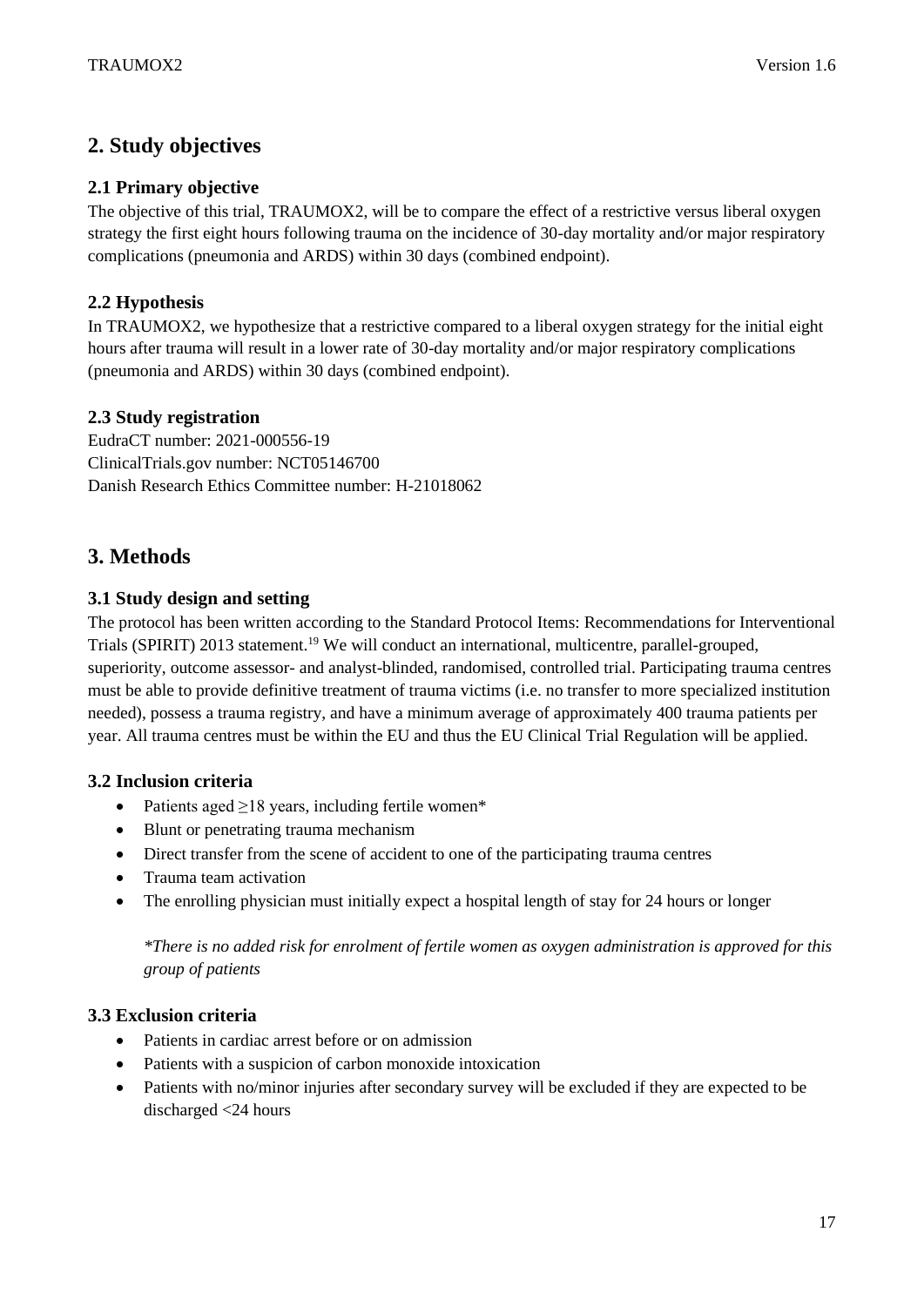## 2. Study objectives

### 2.1 Primary objective

The objective of this trial, TRAUMOX2, will be to compare the effect of a restrictive versus liberal oxygen strategy the first eight hours following trauma on the incidence of 30-day mortality and/or major respiratory complications (pneumonia and ARDS) within 30 days (combined endpoint).

### 2.2 Hypothesis

In TRAUMOX2, we hypothesize that a restrictive compared to a liberal oxygen strategy for the initial eight hours after trauma will result in a lower rate of 30-day mortality and/or major respiratory complications (pneumonia and ARDS) within 30 days (combined endpoint).

### 2.3 Study registration

EudraCT number: 2021-000556-19
ClinicalTrials.gov number: NCT05146700
Danish Research Ethics Committee number: H-21018062

## 3. Methods

### 3.1 Study design and setting

The protocol has been written according to the Standard Protocol Items: Recommendations for Interventional Trials (SPIRIT) 2013 statement.[19] We will conduct an international, multicentre, parallel-grouped, superiority, outcome assessor- and analyst-blinded, randomised, controlled trial. Participating trauma centres must be able to provide definitive treatment of trauma victims (i.e. no transfer to more specialized institution needed), possess a trauma registry, and have a minimum average of approximately 400 trauma patients per year. All trauma centres must be within the EU and thus the EU Clinical Trial Regulation will be applied.

### 3.2 Inclusion criteria

- Patients aged ≥18 years, including fertile women*
- Blunt or penetrating trauma mechanism
- Direct transfer from the scene of accident to one of the participating trauma centres
- Trauma team activation
- The enrolling physician must initially expect a hospital length of stay for 24 hours or longer

*\*There is no added risk for enrolment of fertile women as oxygen administration is approved for this group of patients*

### 3.3 Exclusion criteria

- Patients in cardiac arrest before or on admission
- Patients with a suspicion of carbon monoxide intoxication
- Patients with no/minor injuries after secondary survey will be excluded if they are expected to be discharged <24 hours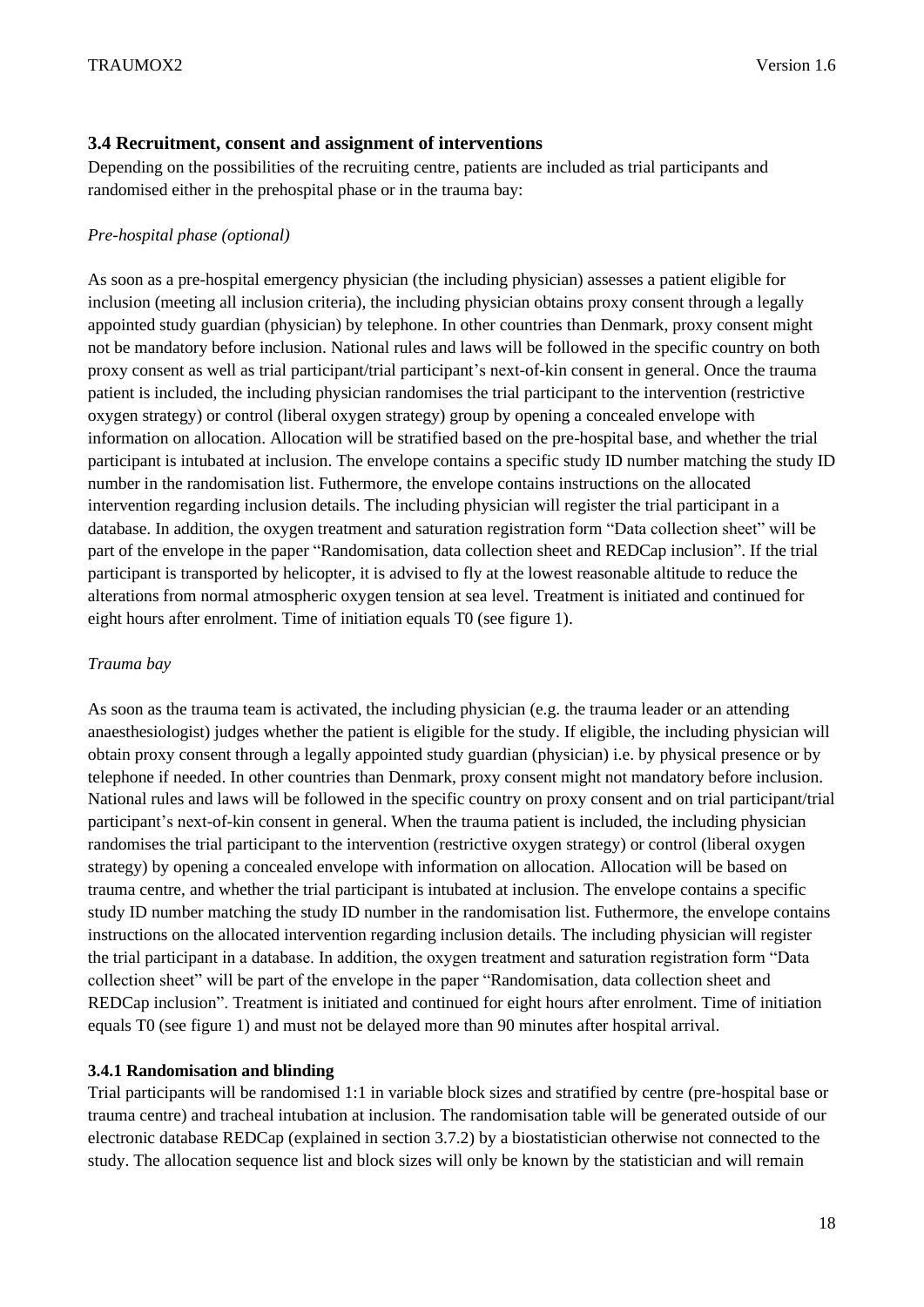### 3.4 Recruitment, consent and assignment of interventions

Depending on the possibilities of the recruiting centre, patients are included as trial participants and randomised either in the prehospital phase or in the trauma bay:

*Pre-hospital phase (optional)*

As soon as a pre-hospital emergency physician (the including physician) assesses a patient eligible for inclusion (meeting all inclusion criteria), the including physician obtains proxy consent through a legally appointed study guardian (physician) by telephone. In other countries than Denmark, proxy consent might not be mandatory before inclusion. National rules and laws will be followed in the specific country on both proxy consent as well as trial participant/trial participant's next-of-kin consent in general. Once the trauma patient is included, the including physician randomises the trial participant to the intervention (restrictive oxygen strategy) or control (liberal oxygen strategy) group by opening a concealed envelope with information on allocation. Allocation will be stratified based on the pre-hospital base, and whether the trial participant is intubated at inclusion. The envelope contains a specific study ID number matching the study ID number in the randomisation list. Futhermore, the envelope contains instructions on the allocated intervention regarding inclusion details. The including physician will register the trial participant in a database. In addition, the oxygen treatment and saturation registration form "Data collection sheet" will be part of the envelope in the paper "Randomisation, data collection sheet and REDCap inclusion". If the trial participant is transported by helicopter, it is advised to fly at the lowest reasonable altitude to reduce the alterations from normal atmospheric oxygen tension at sea level. Treatment is initiated and continued for eight hours after enrolment. Time of initiation equals T0 (see figure 1).

*Trauma bay*

As soon as the trauma team is activated, the including physician (e.g. the trauma leader or an attending anaesthesiologist) judges whether the patient is eligible for the study. If eligible, the including physician will obtain proxy consent through a legally appointed study guardian (physician) i.e. by physical presence or by telephone if needed. In other countries than Denmark, proxy consent might not mandatory before inclusion. National rules and laws will be followed in the specific country on proxy consent and on trial participant/trial participant's next-of-kin consent in general. When the trauma patient is included, the including physician randomises the trial participant to the intervention (restrictive oxygen strategy) or control (liberal oxygen strategy) by opening a concealed envelope with information on allocation. Allocation will be based on trauma centre, and whether the trial participant is intubated at inclusion. The envelope contains a specific study ID number matching the study ID number in the randomisation list. Futhermore, the envelope contains instructions on the allocated intervention regarding inclusion details. The including physician will register the trial participant in a database. In addition, the oxygen treatment and saturation registration form "Data collection sheet" will be part of the envelope in the paper "Randomisation, data collection sheet and REDCap inclusion". Treatment is initiated and continued for eight hours after enrolment. Time of initiation equals T0 (see figure 1) and must not be delayed more than 90 minutes after hospital arrival.

#### 3.4.1 Randomisation and blinding

Trial participants will be randomised 1:1 in variable block sizes and stratified by centre (pre-hospital base or trauma centre) and tracheal intubation at inclusion. The randomisation table will be generated outside of our electronic database REDCap (explained in section 3.7.2) by a biostatistician otherwise not connected to the study. The allocation sequence list and block sizes will only be known by the statistician and will remain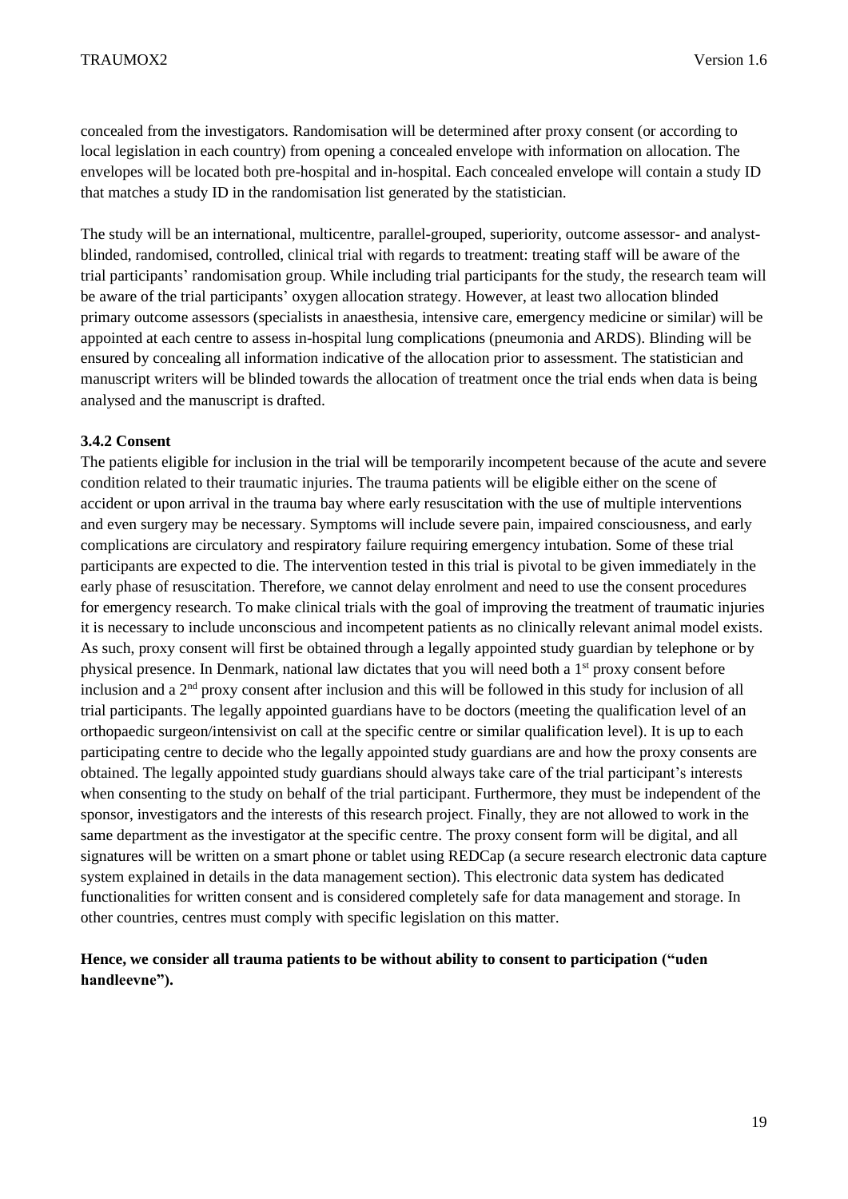concealed from the investigators. Randomisation will be determined after proxy consent (or according to local legislation in each country) from opening a concealed envelope with information on allocation. The envelopes will be located both pre-hospital and in-hospital. Each concealed envelope will contain a study ID that matches a study ID in the randomisation list generated by the statistician.

The study will be an international, multicentre, parallel-grouped, superiority, outcome assessor- and analyst-blinded, randomised, controlled, clinical trial with regards to treatment: treating staff will be aware of the trial participants' randomisation group. While including trial participants for the study, the research team will be aware of the trial participants' oxygen allocation strategy. However, at least two allocation blinded primary outcome assessors (specialists in anaesthesia, intensive care, emergency medicine or similar) will be appointed at each centre to assess in-hospital lung complications (pneumonia and ARDS). Blinding will be ensured by concealing all information indicative of the allocation prior to assessment. The statistician and manuscript writers will be blinded towards the allocation of treatment once the trial ends when data is being analysed and the manuscript is drafted.

### 3.4.2 Consent

The patients eligible for inclusion in the trial will be temporarily incompetent because of the acute and severe condition related to their traumatic injuries. The trauma patients will be eligible either on the scene of accident or upon arrival in the trauma bay where early resuscitation with the use of multiple interventions and even surgery may be necessary. Symptoms will include severe pain, impaired consciousness, and early complications are circulatory and respiratory failure requiring emergency intubation. Some of these trial participants are expected to die. The intervention tested in this trial is pivotal to be given immediately in the early phase of resuscitation. Therefore, we cannot delay enrolment and need to use the consent procedures for emergency research. To make clinical trials with the goal of improving the treatment of traumatic injuries it is necessary to include unconscious and incompetent patients as no clinically relevant animal model exists. As such, proxy consent will first be obtained through a legally appointed study guardian by telephone or by physical presence. In Denmark, national law dictates that you will need both a 1st proxy consent before inclusion and a 2nd proxy consent after inclusion and this will be followed in this study for inclusion of all trial participants. The legally appointed guardians have to be doctors (meeting the qualification level of an orthopaedic surgeon/intensivist on call at the specific centre or similar qualification level). It is up to each participating centre to decide who the legally appointed study guardians are and how the proxy consents are obtained. The legally appointed study guardians should always take care of the trial participant's interests when consenting to the study on behalf of the trial participant. Furthermore, they must be independent of the sponsor, investigators and the interests of this research project. Finally, they are not allowed to work in the same department as the investigator at the specific centre. The proxy consent form will be digital, and all signatures will be written on a smart phone or tablet using REDCap (a secure research electronic data capture system explained in details in the data management section). This electronic data system has dedicated functionalities for written consent and is considered completely safe for data management and storage. In other countries, centres must comply with specific legislation on this matter.

**Hence, we consider all trauma patients to be without ability to consent to participation ("uden handleevne").**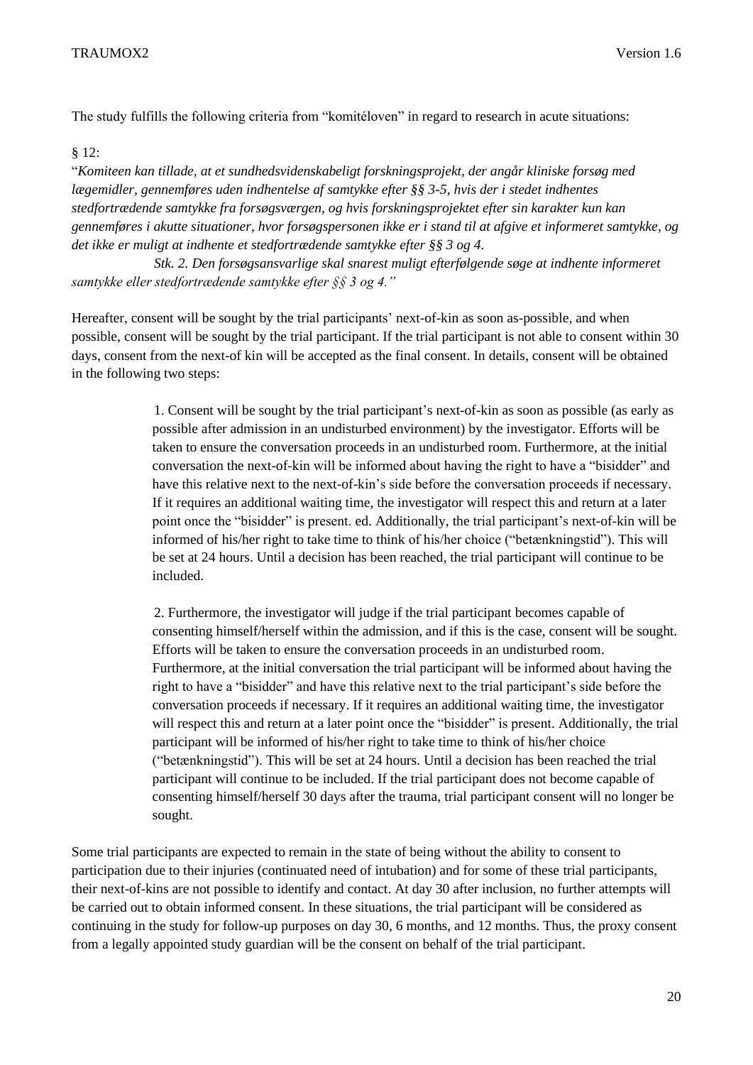The study fulfills the following criteria from "komitéloven" in regard to research in acute situations:

§ 12:

"*Komiteen kan tillade, at et sundhedsvidenskabeligt forskningsprojekt, der angår kliniske forsøg med lægemidler, gennemføres uden indhentelse af samtykke efter §§ 3-5, hvis der i stedet indhentes stedfortrædende samtykke fra forsøgsværgen, og hvis forskningsprojektet efter sin karakter kun kan gennemføres i akutte situationer, hvor forsøgspersonen ikke er i stand til at afgive et informeret samtykke, og det ikke er muligt at indhente et stedfortrædende samtykke efter §§ 3 og 4.*

*Stk. 2. Den forsøgsansvarlige skal snarest muligt efterfølgende søge at indhente informeret samtykke eller stedfortrædende samtykke efter §§ 3 og 4.*"

Hereafter, consent will be sought by the trial participants' next-of-kin as soon as-possible, and when possible, consent will be sought by the trial participant. If the trial participant is not able to consent within 30 days, consent from the next-of kin will be accepted as the final consent. In details, consent will be obtained in the following two steps:

1. Consent will be sought by the trial participant's next-of-kin as soon as possible (as early as possible after admission in an undisturbed environment) by the investigator. Efforts will be taken to ensure the conversation proceeds in an undisturbed room. Furthermore, at the initial conversation the next-of-kin will be informed about having the right to have a "bisidder" and have this relative next to the next-of-kin's side before the conversation proceeds if necessary. If it requires an additional waiting time, the investigator will respect this and return at a later point once the "bisidder" is present. ed. Additionally, the trial participant's next-of-kin will be informed of his/her right to take time to think of his/her choice ("betænkningstid"). This will be set at 24 hours. Until a decision has been reached, the trial participant will continue to be included.

2. Furthermore, the investigator will judge if the trial participant becomes capable of consenting himself/herself within the admission, and if this is the case, consent will be sought. Efforts will be taken to ensure the conversation proceeds in an undisturbed room. Furthermore, at the initial conversation the trial participant will be informed about having the right to have a "bisidder" and have this relative next to the trial participant's side before the conversation proceeds if necessary. If it requires an additional waiting time, the investigator will respect this and return at a later point once the "bisidder" is present. Additionally, the trial participant will be informed of his/her right to take time to think of his/her choice ("betænkningstid"). This will be set at 24 hours. Until a decision has been reached the trial participant will continue to be included. If the trial participant does not become capable of consenting himself/herself 30 days after the trauma, trial participant consent will no longer be sought.

Some trial participants are expected to remain in the state of being without the ability to consent to participation due to their injuries (continuated need of intubation) and for some of these trial participants, their next-of-kins are not possible to identify and contact. At day 30 after inclusion, no further attempts will be carried out to obtain informed consent. In these situations, the trial participant will be considered as continuing in the study for follow-up purposes on day 30, 6 months, and 12 months. Thus, the proxy consent from a legally appointed study guardian will be the consent on behalf of the trial participant.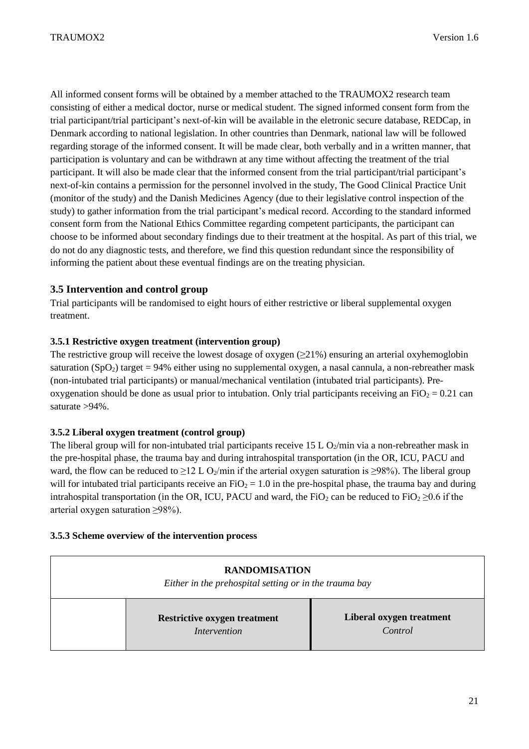All informed consent forms will be obtained by a member attached to the TRAUMOX2 research team consisting of either a medical doctor, nurse or medical student. The signed informed consent form from the trial participant/trial participant's next-of-kin will be available in the eletronic secure database, REDCap, in Denmark according to national legislation. In other countries than Denmark, national law will be followed regarding storage of the informed consent. It will be made clear, both verbally and in a written manner, that participation is voluntary and can be withdrawn at any time without affecting the treatment of the trial participant. It will also be made clear that the informed consent from the trial participant/trial participant's next-of-kin contains a permission for the personnel involved in the study, The Good Clinical Practice Unit (monitor of the study) and the Danish Medicines Agency (due to their legislative control inspection of the study) to gather information from the trial participant's medical record. According to the standard informed consent form from the National Ethics Committee regarding competent participants, the participant can choose to be informed about secondary findings due to their treatment at the hospital. As part of this trial, we do not do any diagnostic tests, and therefore, we find this question redundant since the responsibility of informing the patient about these eventual findings are on the treating physician.

### 3.5 Intervention and control group

Trial participants will be randomised to eight hours of either restrictive or liberal supplemental oxygen treatment.

#### 3.5.1 Restrictive oxygen treatment (intervention group)

The restrictive group will receive the lowest dosage of oxygen (≥21%) ensuring an arterial oxyhemoglobin saturation ($SpO_2$) target = 94% either using no supplemental oxygen, a nasal cannula, a non-rebreather mask (non-intubated trial participants) or manual/mechanical ventilation (intubated trial participants). Pre-oxygenation should be done as usual prior to intubation. Only trial participants receiving an $FiO_2 = 0.21$ can saturate >94%.

#### 3.5.2 Liberal oxygen treatment (control group)

The liberal group will for non-intubated trial participants receive 15 L $O_2$/min via a non-rebreather mask in the pre-hospital phase, the trauma bay and during intrahospital transportation (in the OR, ICU, PACU and ward, the flow can be reduced to ≥12 L $O_2$/min if the arterial oxygen saturation is ≥98%). The liberal group will for intubated trial participants receive an $FiO_2 = 1.0$ in the pre-hospital phase, the trauma bay and during intrahospital transportation (in the OR, ICU, PACU and ward, the $FiO_2$ can be reduced to $FiO_2 \geq 0.6$ if the arterial oxygen saturation ≥98%).

#### 3.5.3 Scheme overview of the intervention process

| **RANDOMISATION** *Either in the prehospital setting or in the trauma bay* | | |
|---|---|---|
| | **Restrictive oxygen treatment** *Intervention* | **Liberal oxygen treatment** *Control* |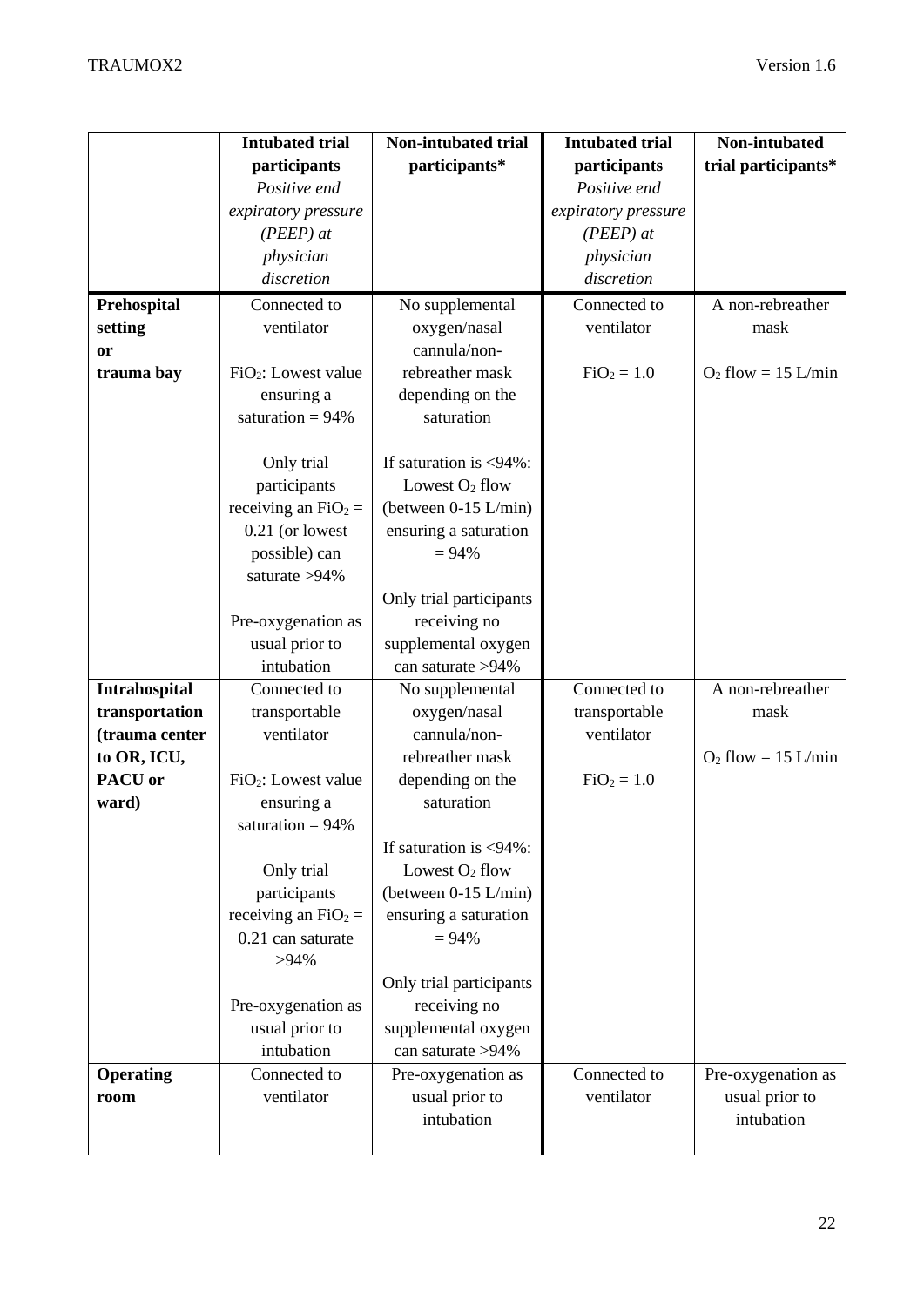| | **Intubated trial participants** *Positive end expiratory pressure (PEEP) at physician discretion* | **Non-intubated trial participants*** | **Intubated trial participants** *Positive end expiratory pressure (PEEP) at physician discretion* | **Non-intubated trial participants*** |
|---|---|---|---|---|
| **Prehospital setting or trauma bay** | Connected to ventilator<br><br>$FiO_2$: Lowest value ensuring a saturation = 94%<br><br>Only trial participants receiving an $FiO_2$ = 0.21 (or lowest possible) can saturate >94%<br><br>Pre-oxygenation as usual prior to intubation | No supplemental oxygen/nasal cannula/non-rebreather mask depending on the saturation<br><br>If saturation is <94%: Lowest $O_2$ flow (between 0-15 L/min) ensuring a saturation = 94%<br><br>Only trial participants receiving no supplemental oxygen can saturate >94% | Connected to ventilator<br><br>$FiO_2$ = 1.0 | A non-rebreather mask<br><br>$O_2$ flow = 15 L/min |
| **Intrahospital transportation (trauma center to OR, ICU, PACU or ward)** | Connected to transportable ventilator<br><br>$FiO_2$: Lowest value ensuring a saturation = 94%<br><br>Only trial participants receiving an $FiO_2$ = 0.21 can saturate >94%<br><br>Pre-oxygenation as usual prior to intubation | No supplemental oxygen/nasal cannula/non-rebreather mask depending on the saturation<br><br>If saturation is <94%: Lowest $O_2$ flow (between 0-15 L/min) ensuring a saturation = 94%<br><br>Only trial participants receiving no supplemental oxygen can saturate >94% | Connected to transportable ventilator<br><br>$FiO_2$ = 1.0 | A non-rebreather mask<br><br>$O_2$ flow = 15 L/min |
| **Operating room** | Connected to ventilator | Pre-oxygenation as usual prior to intubation | Connected to ventilator | Pre-oxygenation as usual prior to intubation |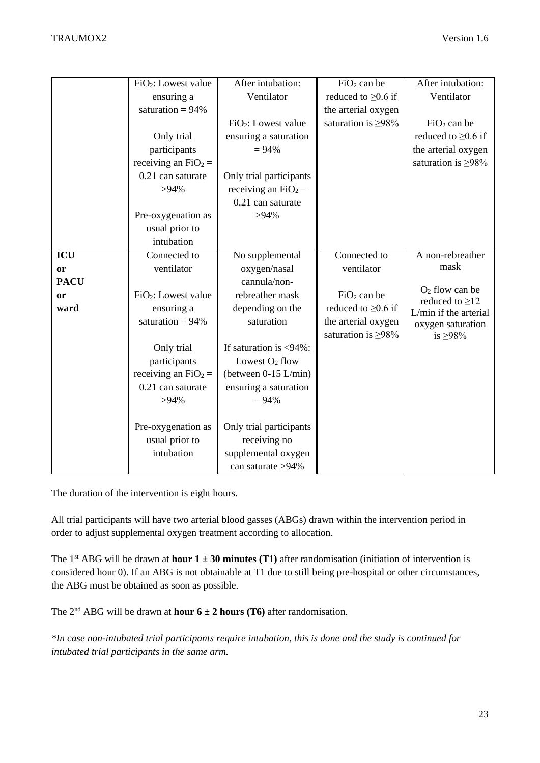| | | | | |
|---|---|---|---|---|
| | $FiO_2$: Lowest value ensuring a saturation = 94%<br><br>Only trial participants receiving an $FiO_2$ = 0.21 can saturate >94%<br><br>Pre-oxygenation as usual prior to intubation | After intubation: Ventilator<br><br>$FiO_2$: Lowest value ensuring a saturation = 94%<br><br>Only trial participants receiving an $FiO_2$ = 0.21 can saturate >94% | $FiO_2$ can be reduced to ≥0.6 if the arterial oxygen saturation is ≥98% | After intubation: Ventilator<br><br>$FiO_2$ can be reduced to ≥0.6 if the arterial oxygen saturation is ≥98% |
| **ICU or PACU or ward** | Connected to ventilator<br><br>$FiO_2$: Lowest value ensuring a saturation = 94%<br><br>Only trial participants receiving an $FiO_2$ = 0.21 can saturate >94%<br><br>Pre-oxygenation as usual prior to intubation | No supplemental oxygen/nasal cannula/non-rebreather mask depending on the saturation<br><br>If saturation is <94%: Lowest $O_2$ flow (between 0-15 L/min) ensuring a saturation = 94%<br><br>Only trial participants receiving no supplemental oxygen can saturate >94% | Connected to ventilator<br><br>$FiO_2$ can be reduced to ≥0.6 if the arterial oxygen saturation is ≥98% | A non-rebreather mask<br><br>$O_2$ flow can be reduced to ≥12 L/min if the arterial oxygen saturation is ≥98% |

The duration of the intervention is eight hours.

All trial participants will have two arterial blood gasses (ABGs) drawn within the intervention period in order to adjust supplemental oxygen treatment according to allocation.

The 1st ABG will be drawn at **hour 1 ± 30 minutes (T1)** after randomisation (initiation of intervention is considered hour 0). If an ABG is not obtainable at T1 due to still being pre-hospital or other circumstances, the ABG must be obtained as soon as possible.

The 2nd ABG will be drawn at **hour 6 ± 2 hours (T6)** after randomisation.

*\*In case non-intubated trial participants require intubation, this is done and the study is continued for intubated trial participants in the same arm.*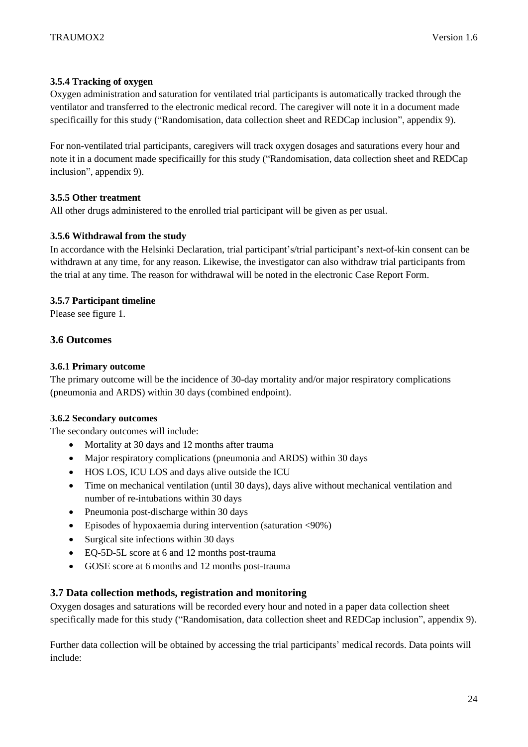#### 3.5.4 Tracking of oxygen

Oxygen administration and saturation for ventilated trial participants is automatically tracked through the ventilator and transferred to the electronic medical record. The caregiver will note it in a document made specificailly for this study ("Randomisation, data collection sheet and REDCap inclusion", appendix 9).

For non-ventilated trial participants, caregivers will track oxygen dosages and saturations every hour and note it in a document made specificailly for this study ("Randomisation, data collection sheet and REDCap inclusion", appendix 9).

#### 3.5.5 Other treatment

All other drugs administered to the enrolled trial participant will be given as per usual.

#### 3.5.6 Withdrawal from the study

In accordance with the Helsinki Declaration, trial participant's/trial participant's next-of-kin consent can be withdrawn at any time, for any reason. Likewise, the investigator can also withdraw trial participants from the trial at any time. The reason for withdrawal will be noted in the electronic Case Report Form.

#### 3.5.7 Participant timeline

Please see figure 1.

### 3.6 Outcomes

#### 3.6.1 Primary outcome

The primary outcome will be the incidence of 30-day mortality and/or major respiratory complications (pneumonia and ARDS) within 30 days (combined endpoint).

#### 3.6.2 Secondary outcomes

The secondary outcomes will include:

- Mortality at 30 days and 12 months after trauma
- Major respiratory complications (pneumonia and ARDS) within 30 days
- HOS LOS, ICU LOS and days alive outside the ICU
- Time on mechanical ventilation (until 30 days), days alive without mechanical ventilation and number of re-intubations within 30 days
- Pneumonia post-discharge within 30 days
- Episodes of hypoxaemia during intervention (saturation <90%)
- Surgical site infections within 30 days
- EQ-5D-5L score at 6 and 12 months post-trauma
- GOSE score at 6 months and 12 months post-trauma

### 3.7 Data collection methods, registration and monitoring

Oxygen dosages and saturations will be recorded every hour and noted in a paper data collection sheet specifically made for this study ("Randomisation, data collection sheet and REDCap inclusion", appendix 9).

Further data collection will be obtained by accessing the trial participants' medical records. Data points will include: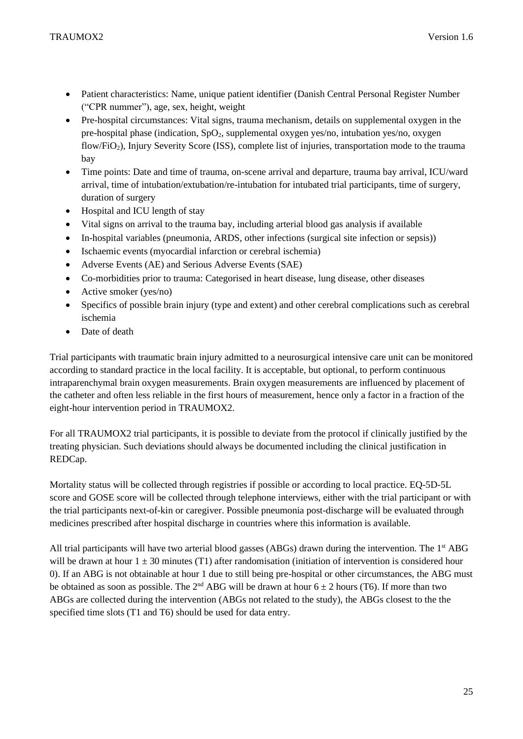- Patient characteristics: Name, unique patient identifier (Danish Central Personal Register Number ("CPR nummer"), age, sex, height, weight
- Pre-hospital circumstances: Vital signs, trauma mechanism, details on supplemental oxygen in the pre-hospital phase (indication, $SpO_2$, supplemental oxygen yes/no, intubation yes/no, oxygen flow/$FiO_2$), Injury Severity Score (ISS), complete list of injuries, transportation mode to the trauma bay
- Time points: Date and time of trauma, on-scene arrival and departure, trauma bay arrival, ICU/ward arrival, time of intubation/extubation/re-intubation for intubated trial participants, time of surgery, duration of surgery
- Hospital and ICU length of stay
- Vital signs on arrival to the trauma bay, including arterial blood gas analysis if available
- In-hospital variables (pneumonia, ARDS, other infections (surgical site infection or sepsis))
- Ischaemic events (myocardial infarction or cerebral ischemia)
- Adverse Events (AE) and Serious Adverse Events (SAE)
- Co-morbidities prior to trauma: Categorised in heart disease, lung disease, other diseases
- Active smoker (yes/no)
- Specifics of possible brain injury (type and extent) and other cerebral complications such as cerebral ischemia
- Date of death

Trial participants with traumatic brain injury admitted to a neurosurgical intensive care unit can be monitored according to standard practice in the local facility. It is acceptable, but optional, to perform continuous intraparenchymal brain oxygen measurements. Brain oxygen measurements are influenced by placement of the catheter and often less reliable in the first hours of measurement, hence only a factor in a fraction of the eight-hour intervention period in TRAUMOX2.

For all TRAUMOX2 trial participants, it is possible to deviate from the protocol if clinically justified by the treating physician. Such deviations should always be documented including the clinical justification in REDCap.

Mortality status will be collected through registries if possible or according to local practice. EQ-5D-5L score and GOSE score will be collected through telephone interviews, either with the trial participant or with the trial participants next-of-kin or caregiver. Possible pneumonia post-discharge will be evaluated through medicines prescribed after hospital discharge in countries where this information is available.

All trial participants will have two arterial blood gasses (ABGs) drawn during the intervention. The 1st ABG will be drawn at hour $1 \pm 30$ minutes (T1) after randomisation (initiation of intervention is considered hour 0). If an ABG is not obtainable at hour 1 due to still being pre-hospital or other circumstances, the ABG must be obtained as soon as possible. The 2nd ABG will be drawn at hour $6 \pm 2$ hours (T6). If more than two ABGs are collected during the intervention (ABGs not related to the study), the ABGs closest to the the specified time slots (T1 and T6) should be used for data entry.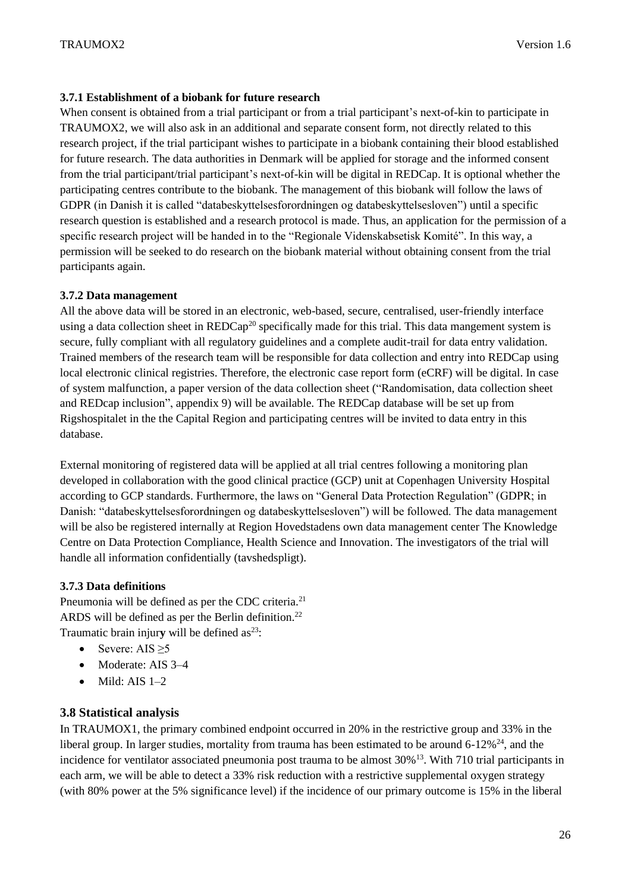### 3.7.1 Establishment of a biobank for future research

When consent is obtained from a trial participant or from a trial participant's next-of-kin to participate in TRAUMOX2, we will also ask in an additional and separate consent form, not directly related to this research project, if the trial participant wishes to participate in a biobank containing their blood established for future research. The data authorities in Denmark will be applied for storage and the informed consent from the trial participant/trial participant's next-of-kin will be digital in REDCap. It is optional whether the participating centres contribute to the biobank. The management of this biobank will follow the laws of GDPR (in Danish it is called "databeskyttelsesforordningen og databeskyttelsesloven") until a specific research question is established and a research protocol is made. Thus, an application for the permission of a specific research project will be handed in to the "Regionale Videnskabsetisk Komité". In this way, a permission will be seeked to do research on the biobank material without obtaining consent from the trial participants again.

### 3.7.2 Data management

All the above data will be stored in an electronic, web-based, secure, centralised, user-friendly interface using a data collection sheet in REDCap[20] specifically made for this trial. This data mangement system is secure, fully compliant with all regulatory guidelines and a complete audit-trail for data entry validation. Trained members of the research team will be responsible for data collection and entry into REDCap using local electronic clinical registries. Therefore, the electronic case report form (eCRF) will be digital. In case of system malfunction, a paper version of the data collection sheet ("Randomisation, data collection sheet and REDcap inclusion", appendix 9) will be available. The REDCap database will be set up from Rigshospitalet in the the Capital Region and participating centres will be invited to data entry in this database.

External monitoring of registered data will be applied at all trial centres following a monitoring plan developed in collaboration with the good clinical practice (GCP) unit at Copenhagen University Hospital according to GCP standards. Furthermore, the laws on "General Data Protection Regulation" (GDPR; in Danish: "databeskyttelsesforordningen og databeskyttelsesloven") will be followed. The data management will be also be registered internally at Region Hovedstadens own data management center The Knowledge Centre on Data Protection Compliance, Health Science and Innovation. The investigators of the trial will handle all information confidentially (tavshedspligt).

### 3.7.3 Data definitions

Pneumonia will be defined as per the CDC criteria.[21]
ARDS will be defined as per the Berlin definition.[22]
Traumatic brain injur**y** will be defined as[23]:

- Severe: AIS ≥5
- Moderate: AIS 3–4
- Mild: AIS 1–2

## 3.8 Statistical analysis

In TRAUMOX1, the primary combined endpoint occurred in 20% in the restrictive group and 33% in the liberal group. In larger studies, mortality from trauma has been estimated to be around 6-12%[24], and the incidence for ventilator associated pneumonia post trauma to be almost 30%[13]. With 710 trial participants in each arm, we will be able to detect a 33% risk reduction with a restrictive supplemental oxygen strategy (with 80% power at the 5% significance level) if the incidence of our primary outcome is 15% in the liberal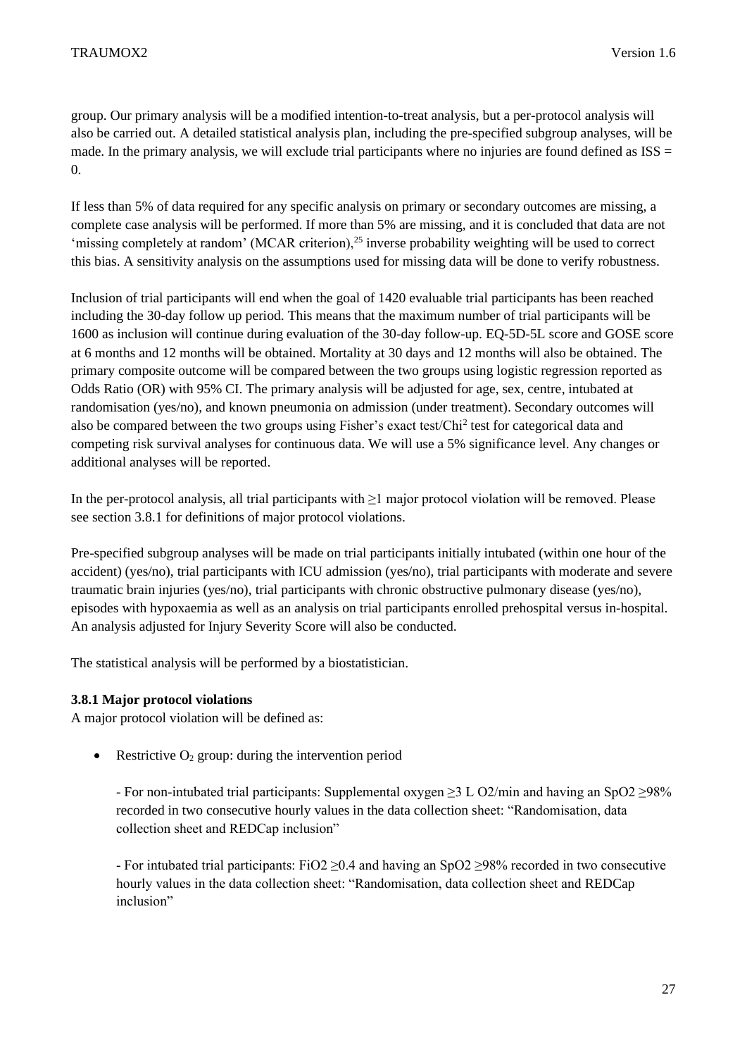group. Our primary analysis will be a modified intention-to-treat analysis, but a per-protocol analysis will also be carried out. A detailed statistical analysis plan, including the pre-specified subgroup analyses, will be made. In the primary analysis, we will exclude trial participants where no injuries are found defined as ISS = 0.

If less than 5% of data required for any specific analysis on primary or secondary outcomes are missing, a complete case analysis will be performed. If more than 5% are missing, and it is concluded that data are not 'missing completely at random' (MCAR criterion),[25] inverse probability weighting will be used to correct this bias. A sensitivity analysis on the assumptions used for missing data will be done to verify robustness.

Inclusion of trial participants will end when the goal of 1420 evaluable trial participants has been reached including the 30-day follow up period. This means that the maximum number of trial participants will be 1600 as inclusion will continue during evaluation of the 30-day follow-up. EQ-5D-5L score and GOSE score at 6 months and 12 months will be obtained. Mortality at 30 days and 12 months will also be obtained. The primary composite outcome will be compared between the two groups using logistic regression reported as Odds Ratio (OR) with 95% CI. The primary analysis will be adjusted for age, sex, centre, intubated at randomisation (yes/no), and known pneumonia on admission (under treatment). Secondary outcomes will also be compared between the two groups using Fisher's exact test/$Chi^2$ test for categorical data and competing risk survival analyses for continuous data. We will use a 5% significance level. Any changes or additional analyses will be reported.

In the per-protocol analysis, all trial participants with ≥1 major protocol violation will be removed. Please see section 3.8.1 for definitions of major protocol violations.

Pre-specified subgroup analyses will be made on trial participants initially intubated (within one hour of the accident) (yes/no), trial participants with ICU admission (yes/no), trial participants with moderate and severe traumatic brain injuries (yes/no), trial participants with chronic obstructive pulmonary disease (yes/no), episodes with hypoxaemia as well as an analysis on trial participants enrolled prehospital versus in-hospital. An analysis adjusted for Injury Severity Score will also be conducted.

The statistical analysis will be performed by a biostatistician.

#### 3.8.1 Major protocol violations

A major protocol violation will be defined as:

- Restrictive $O_2$ group: during the intervention period

  - For non-intubated trial participants: Supplemental oxygen ≥3 L O2/min and having an SpO2 ≥98% recorded in two consecutive hourly values in the data collection sheet: "Randomisation, data collection sheet and REDCap inclusion"

  - For intubated trial participants: FiO2 ≥0.4 and having an SpO2 ≥98% recorded in two consecutive hourly values in the data collection sheet: "Randomisation, data collection sheet and REDCap inclusion"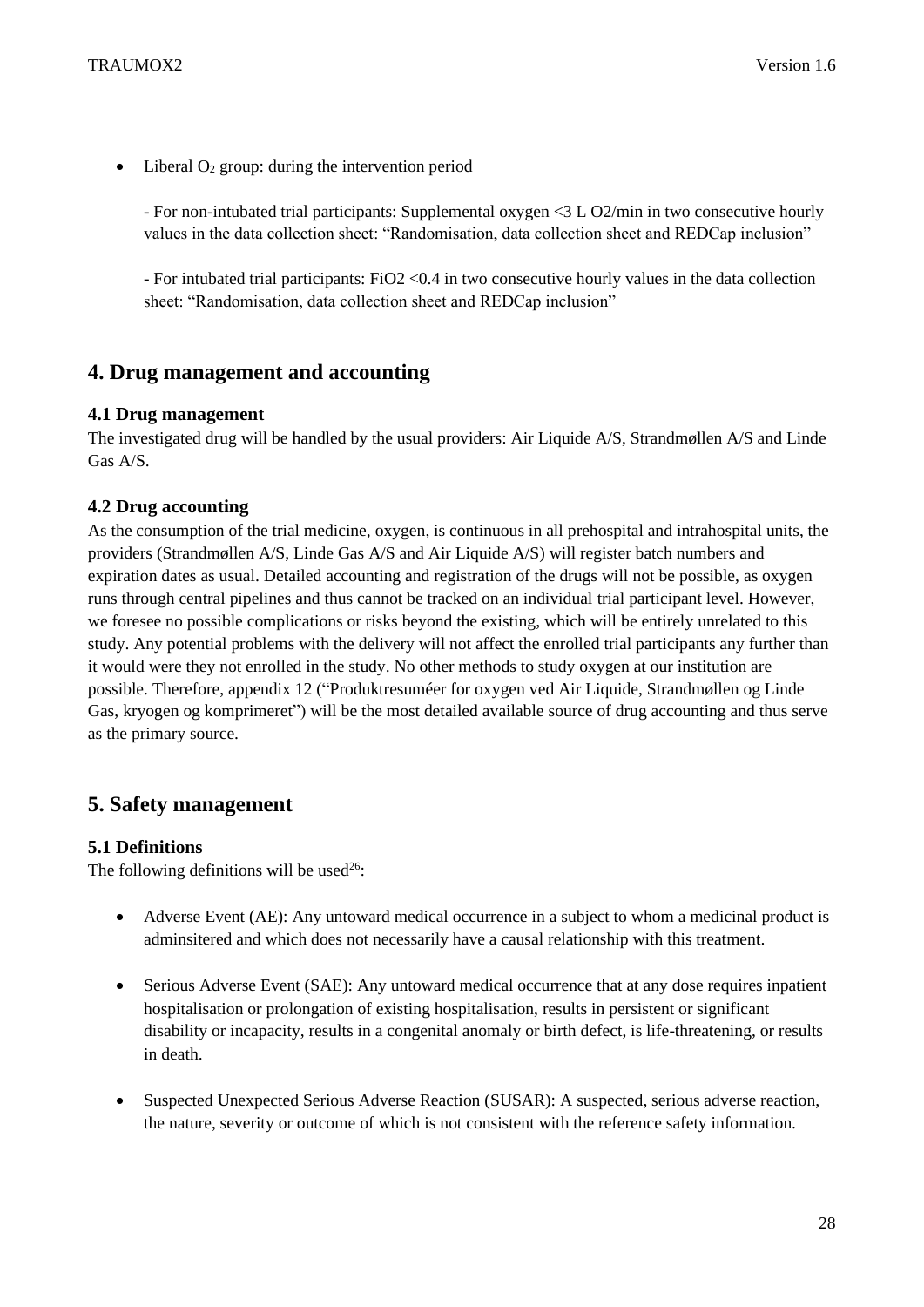- Liberal $O_2$ group: during the intervention period

  - For non-intubated trial participants: Supplemental oxygen <3 L O2/min in two consecutive hourly values in the data collection sheet: "Randomisation, data collection sheet and REDCap inclusion"

  - For intubated trial participants: FiO2 <0.4 in two consecutive hourly values in the data collection sheet: "Randomisation, data collection sheet and REDCap inclusion"

## 4. Drug management and accounting

### 4.1 Drug management

The investigated drug will be handled by the usual providers: Air Liquide A/S, Strandmøllen A/S and Linde Gas A/S.

### 4.2 Drug accounting

As the consumption of the trial medicine, oxygen, is continuous in all prehospital and intrahospital units, the providers (Strandmøllen A/S, Linde Gas A/S and Air Liquide A/S) will register batch numbers and expiration dates as usual. Detailed accounting and registration of the drugs will not be possible, as oxygen runs through central pipelines and thus cannot be tracked on an individual trial participant level. However, we foresee no possible complications or risks beyond the existing, which will be entirely unrelated to this study. Any potential problems with the delivery will not affect the enrolled trial participants any further than it would were they not enrolled in the study. No other methods to study oxygen at our institution are possible. Therefore, appendix 12 ("Produktresuméer for oxygen ved Air Liquide, Strandmøllen og Linde Gas, kryogen og komprimeret") will be the most detailed available source of drug accounting and thus serve as the primary source.

## 5. Safety management

### 5.1 Definitions

The following definitions will be used[26]:

- Adverse Event (AE): Any untoward medical occurrence in a subject to whom a medicinal product is adminsitered and which does not necessarily have a causal relationship with this treatment.

- Serious Adverse Event (SAE): Any untoward medical occurrence that at any dose requires inpatient hospitalisation or prolongation of existing hospitalisation, results in persistent or significant disability or incapacity, results in a congenital anomaly or birth defect, is life-threatening, or results in death.

- Suspected Unexpected Serious Adverse Reaction (SUSAR): A suspected, serious adverse reaction, the nature, severity or outcome of which is not consistent with the reference safety information.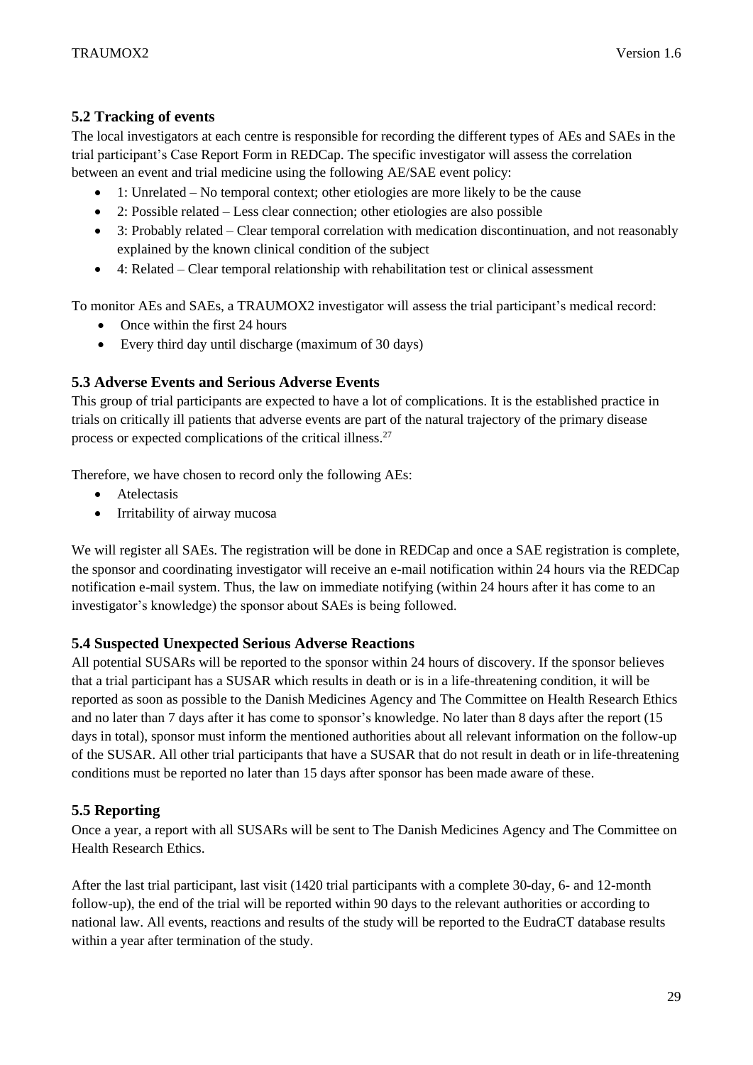### 5.2 Tracking of events

The local investigators at each centre is responsible for recording the different types of AEs and SAEs in the trial participant's Case Report Form in REDCap. The specific investigator will assess the correlation between an event and trial medicine using the following AE/SAE event policy:

- 1: Unrelated – No temporal context; other etiologies are more likely to be the cause
- 2: Possible related – Less clear connection; other etiologies are also possible
- 3: Probably related – Clear temporal correlation with medication discontinuation, and not reasonably explained by the known clinical condition of the subject
- 4: Related – Clear temporal relationship with rehabilitation test or clinical assessment

To monitor AEs and SAEs, a TRAUMOX2 investigator will assess the trial participant's medical record:

- Once within the first 24 hours
- Every third day until discharge (maximum of 30 days)

### 5.3 Adverse Events and Serious Adverse Events

This group of trial participants are expected to have a lot of complications. It is the established practice in trials on critically ill patients that adverse events are part of the natural trajectory of the primary disease process or expected complications of the critical illness.[27]

Therefore, we have chosen to record only the following AEs:

- Atelectasis
- Irritability of airway mucosa

We will register all SAEs. The registration will be done in REDCap and once a SAE registration is complete, the sponsor and coordinating investigator will receive an e-mail notification within 24 hours via the REDCap notification e-mail system. Thus, the law on immediate notifying (within 24 hours after it has come to an investigator's knowledge) the sponsor about SAEs is being followed.

### 5.4 Suspected Unexpected Serious Adverse Reactions

All potential SUSARs will be reported to the sponsor within 24 hours of discovery. If the sponsor believes that a trial participant has a SUSAR which results in death or is in a life-threatening condition, it will be reported as soon as possible to the Danish Medicines Agency and The Committee on Health Research Ethics and no later than 7 days after it has come to sponsor's knowledge. No later than 8 days after the report (15 days in total), sponsor must inform the mentioned authorities about all relevant information on the follow-up of the SUSAR. All other trial participants that have a SUSAR that do not result in death or in life-threatening conditions must be reported no later than 15 days after sponsor has been made aware of these.

### 5.5 Reporting

Once a year, a report with all SUSARs will be sent to The Danish Medicines Agency and The Committee on Health Research Ethics.

After the last trial participant, last visit (1420 trial participants with a complete 30-day, 6- and 12-month follow-up), the end of the trial will be reported within 90 days to the relevant authorities or according to national law. All events, reactions and results of the study will be reported to the EudraCT database results within a year after termination of the study.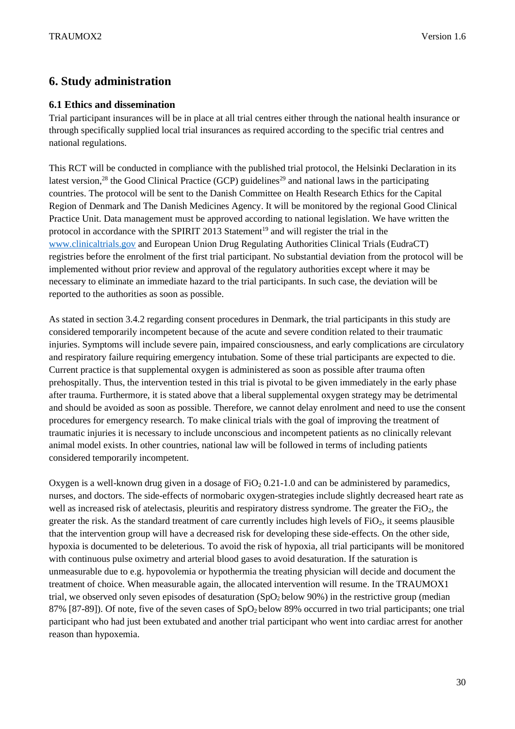## 6. Study administration

### 6.1 Ethics and dissemination

Trial participant insurances will be in place at all trial centres either through the national health insurance or through specifically supplied local trial insurances as required according to the specific trial centres and national regulations.

This RCT will be conducted in compliance with the published trial protocol, the Helsinki Declaration in its latest version,[28] the Good Clinical Practice (GCP) guidelines[29] and national laws in the participating countries. The protocol will be sent to the Danish Committee on Health Research Ethics for the Capital Region of Denmark and The Danish Medicines Agency. It will be monitored by the regional Good Clinical Practice Unit. Data management must be approved according to national legislation. We have written the protocol in accordance with the SPIRIT 2013 Statement[19] and will register the trial in the www.clinicaltrials.gov and European Union Drug Regulating Authorities Clinical Trials (EudraCT) registries before the enrolment of the first trial participant. No substantial deviation from the protocol will be implemented without prior review and approval of the regulatory authorities except where it may be necessary to eliminate an immediate hazard to the trial participants. In such case, the deviation will be reported to the authorities as soon as possible.

As stated in section 3.4.2 regarding consent procedures in Denmark, the trial participants in this study are considered temporarily incompetent because of the acute and severe condition related to their traumatic injuries. Symptoms will include severe pain, impaired consciousness, and early complications are circulatory and respiratory failure requiring emergency intubation. Some of these trial participants are expected to die. Current practice is that supplemental oxygen is administered as soon as possible after trauma often prehospitally. Thus, the intervention tested in this trial is pivotal to be given immediately in the early phase after trauma. Furthermore, it is stated above that a liberal supplemental oxygen strategy may be detrimental and should be avoided as soon as possible. Therefore, we cannot delay enrolment and need to use the consent procedures for emergency research. To make clinical trials with the goal of improving the treatment of traumatic injuries it is necessary to include unconscious and incompetent patients as no clinically relevant animal model exists. In other countries, national law will be followed in terms of including patients considered temporarily incompetent.

Oxygen is a well-known drug given in a dosage of $FiO_2$ 0.21-1.0 and can be administered by paramedics, nurses, and doctors. The side-effects of normobaric oxygen-strategies include slightly decreased heart rate as well as increased risk of atelectasis, pleuritis and respiratory distress syndrome. The greater the $FiO_2$, the greater the risk. As the standard treatment of care currently includes high levels of $FiO_2$, it seems plausible that the intervention group will have a decreased risk for developing these side-effects. On the other side, hypoxia is documented to be deleterious. To avoid the risk of hypoxia, all trial participants will be monitored with continuous pulse oximetry and arterial blood gases to avoid desaturation. If the saturation is unmeasurable due to e.g. hypovolemia or hypothermia the treating physician will decide and document the treatment of choice. When measurable again, the allocated intervention will resume. In the TRAUMOX1 trial, we observed only seven episodes of desaturation ($SpO_2$ below 90%) in the restrictive group (median 87% [87-89]). Of note, five of the seven cases of $SpO_2$ below 89% occurred in two trial participants; one trial participant who had just been extubated and another trial participant who went into cardiac arrest for another reason than hypoxemia.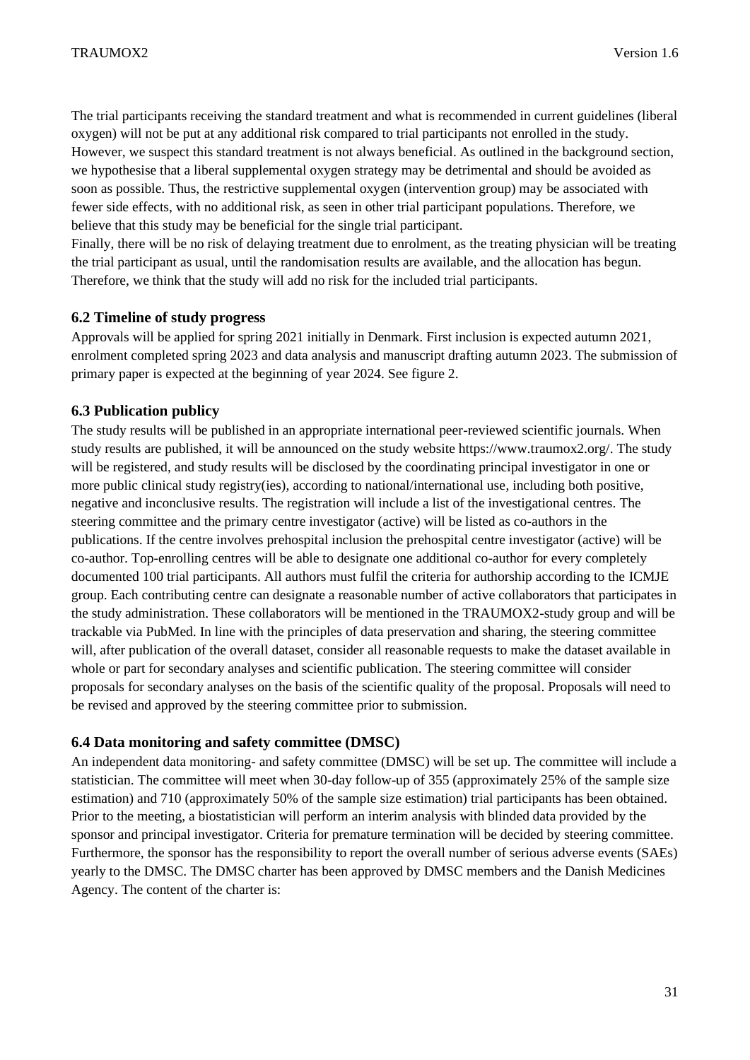The trial participants receiving the standard treatment and what is recommended in current guidelines (liberal oxygen) will not be put at any additional risk compared to trial participants not enrolled in the study. However, we suspect this standard treatment is not always beneficial. As outlined in the background section, we hypothesise that a liberal supplemental oxygen strategy may be detrimental and should be avoided as soon as possible. Thus, the restrictive supplemental oxygen (intervention group) may be associated with fewer side effects, with no additional risk, as seen in other trial participant populations. Therefore, we believe that this study may be beneficial for the single trial participant.
Finally, there will be no risk of delaying treatment due to enrolment, as the treating physician will be treating the trial participant as usual, until the randomisation results are available, and the allocation has begun. Therefore, we think that the study will add no risk for the included trial participants.

### 6.2 Timeline of study progress

Approvals will be applied for spring 2021 initially in Denmark. First inclusion is expected autumn 2021, enrolment completed spring 2023 and data analysis and manuscript drafting autumn 2023. The submission of primary paper is expected at the beginning of year 2024. See figure 2.

### 6.3 Publication publicy

The study results will be published in an appropriate international peer-reviewed scientific journals. When study results are published, it will be announced on the study website https://www.traumox2.org/. The study will be registered, and study results will be disclosed by the coordinating principal investigator in one or more public clinical study registry(ies), according to national/international use, including both positive, negative and inconclusive results. The registration will include a list of the investigational centres. The steering committee and the primary centre investigator (active) will be listed as co-authors in the publications. If the centre involves prehospital inclusion the prehospital centre investigator (active) will be co-author. Top-enrolling centres will be able to designate one additional co-author for every completely documented 100 trial participants. All authors must fulfil the criteria for authorship according to the ICMJE group. Each contributing centre can designate a reasonable number of active collaborators that participates in the study administration. These collaborators will be mentioned in the TRAUMOX2-study group and will be trackable via PubMed. In line with the principles of data preservation and sharing, the steering committee will, after publication of the overall dataset, consider all reasonable requests to make the dataset available in whole or part for secondary analyses and scientific publication. The steering committee will consider proposals for secondary analyses on the basis of the scientific quality of the proposal. Proposals will need to be revised and approved by the steering committee prior to submission.

### 6.4 Data monitoring and safety committee (DMSC)

An independent data monitoring- and safety committee (DMSC) will be set up. The committee will include a statistician. The committee will meet when 30-day follow-up of 355 (approximately 25% of the sample size estimation) and 710 (approximately 50% of the sample size estimation) trial participants has been obtained. Prior to the meeting, a biostatistician will perform an interim analysis with blinded data provided by the sponsor and principal investigator. Criteria for premature termination will be decided by steering committee. Furthermore, the sponsor has the responsibility to report the overall number of serious adverse events (SAEs) yearly to the DMSC. The DMSC charter has been approved by DMSC members and the Danish Medicines Agency. The content of the charter is: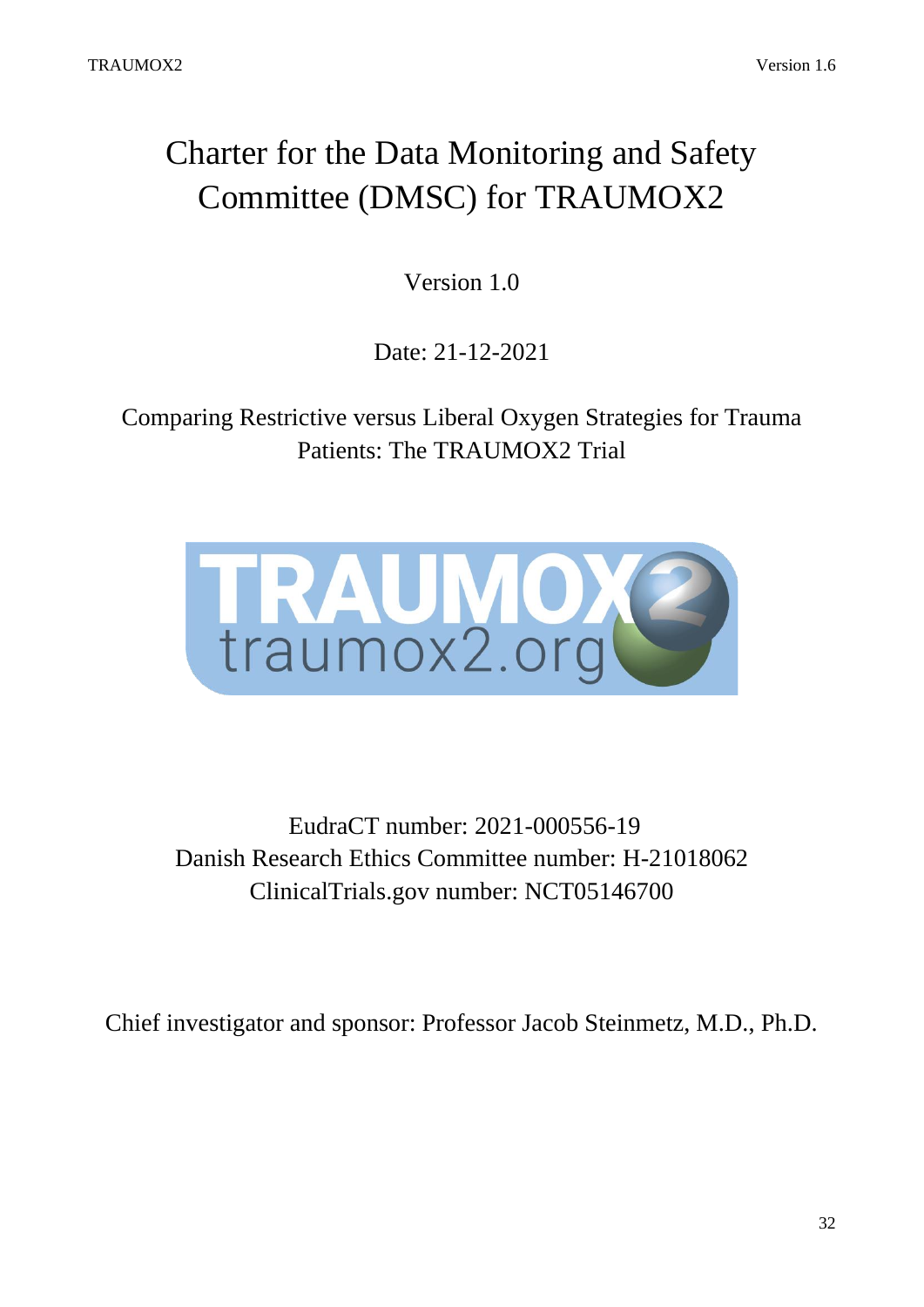# Charter for the Data Monitoring and Safety Committee (DMSC) for TRAUMOX2

Version 1.0

Date: 21-12-2021

Comparing Restrictive versus Liberal Oxygen Strategies for Trauma Patients: The TRAUMOX2 Trial

EudraCT number: 2021-000556-19

Danish Research Ethics Committee number: H-21018062

ClinicalTrials.gov number: NCT05146700

Chief investigator and sponsor: Professor Jacob Steinmetz, M.D., Ph.D.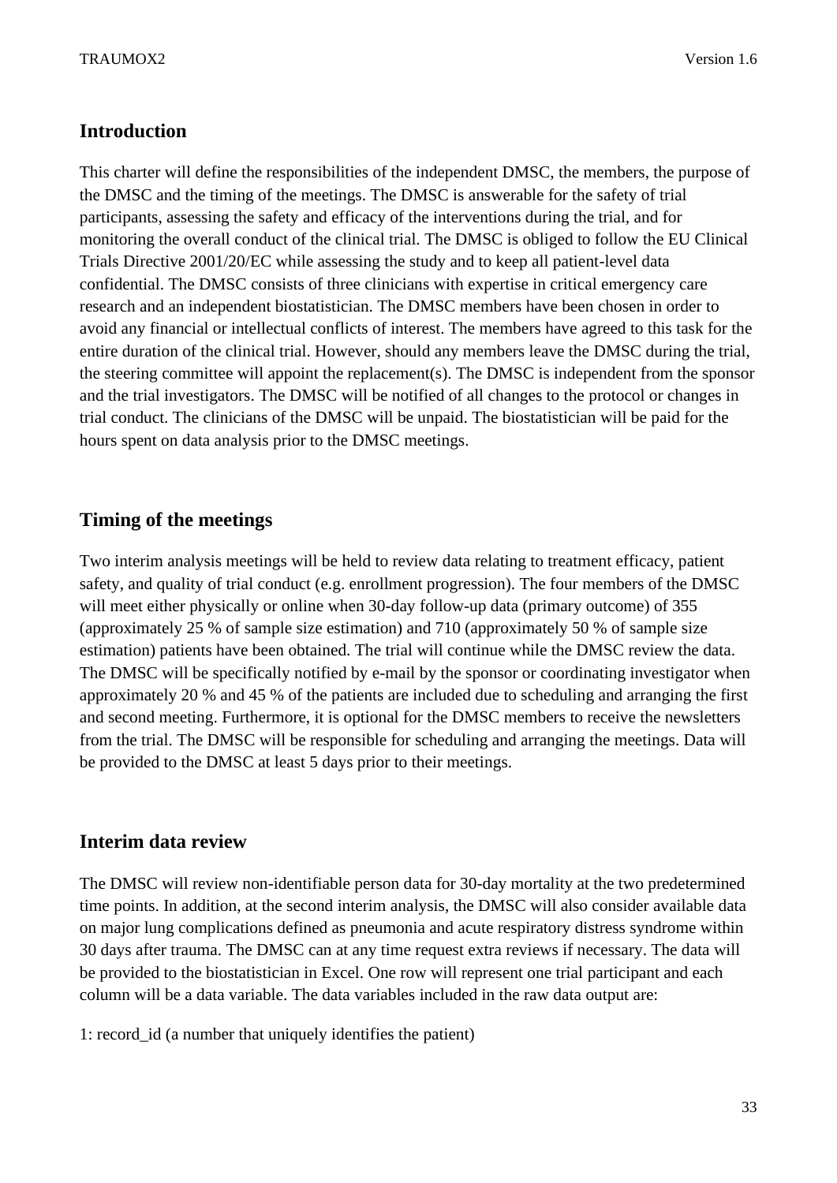## Introduction

This charter will define the responsibilities of the independent DMSC, the members, the purpose of the DMSC and the timing of the meetings. The DMSC is answerable for the safety of trial participants, assessing the safety and efficacy of the interventions during the trial, and for monitoring the overall conduct of the clinical trial. The DMSC is obliged to follow the EU Clinical Trials Directive 2001/20/EC while assessing the study and to keep all patient-level data confidential. The DMSC consists of three clinicians with expertise in critical emergency care research and an independent biostatistician. The DMSC members have been chosen in order to avoid any financial or intellectual conflicts of interest. The members have agreed to this task for the entire duration of the clinical trial. However, should any members leave the DMSC during the trial, the steering committee will appoint the replacement(s). The DMSC is independent from the sponsor and the trial investigators. The DMSC will be notified of all changes to the protocol or changes in trial conduct. The clinicians of the DMSC will be unpaid. The biostatistician will be paid for the hours spent on data analysis prior to the DMSC meetings.

## Timing of the meetings

Two interim analysis meetings will be held to review data relating to treatment efficacy, patient safety, and quality of trial conduct (e.g. enrollment progression). The four members of the DMSC will meet either physically or online when 30-day follow-up data (primary outcome) of 355 (approximately 25 % of sample size estimation) and 710 (approximately 50 % of sample size estimation) patients have been obtained. The trial will continue while the DMSC review the data. The DMSC will be specifically notified by e-mail by the sponsor or coordinating investigator when approximately 20 % and 45 % of the patients are included due to scheduling and arranging the first and second meeting. Furthermore, it is optional for the DMSC members to receive the newsletters from the trial. The DMSC will be responsible for scheduling and arranging the meetings. Data will be provided to the DMSC at least 5 days prior to their meetings.

## Interim data review

The DMSC will review non-identifiable person data for 30-day mortality at the two predetermined time points. In addition, at the second interim analysis, the DMSC will also consider available data on major lung complications defined as pneumonia and acute respiratory distress syndrome within 30 days after trauma. The DMSC can at any time request extra reviews if necessary. The data will be provided to the biostatistician in Excel. One row will represent one trial participant and each column will be a data variable. The data variables included in the raw data output are:

1: record_id (a number that uniquely identifies the patient)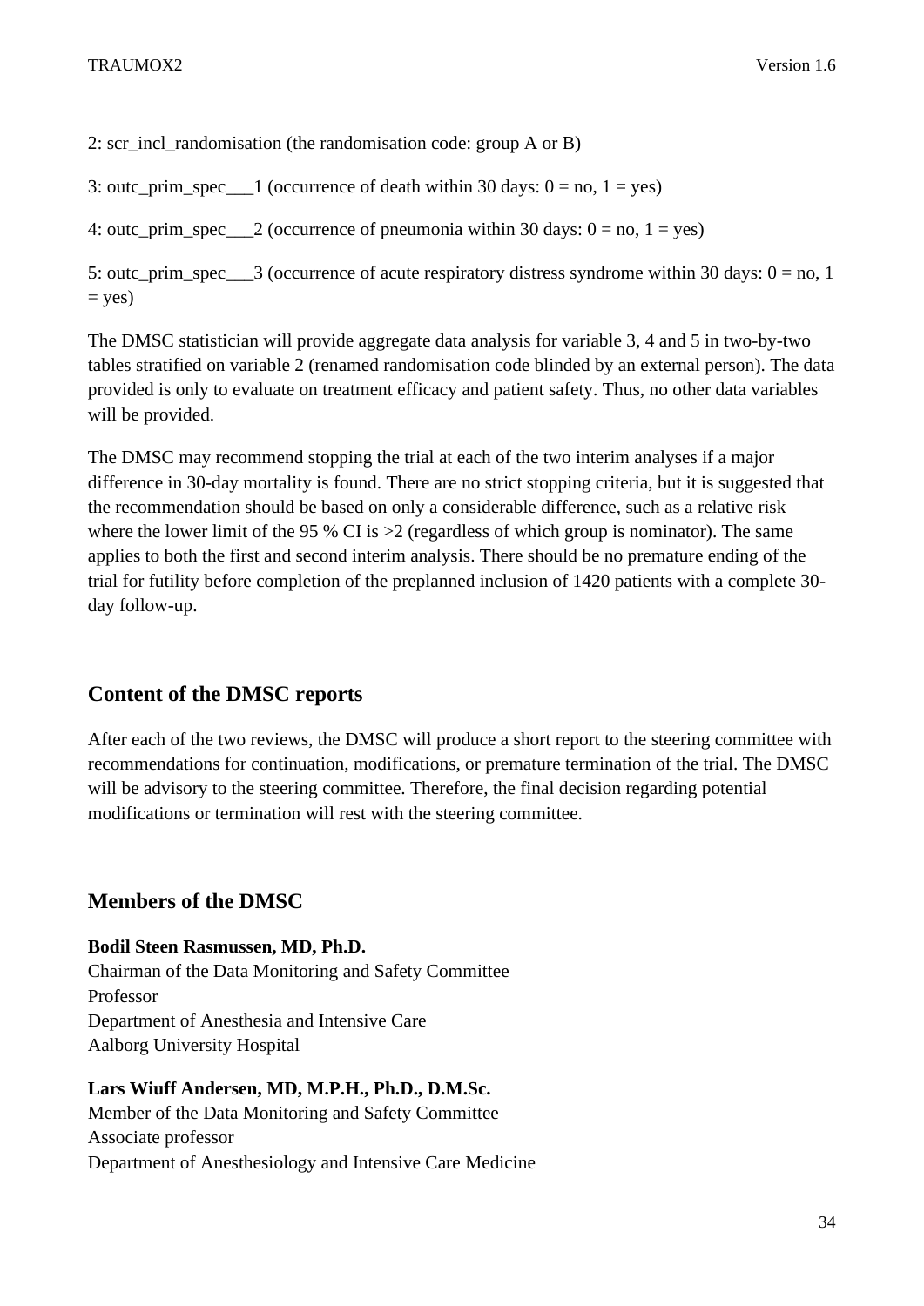2: scr_incl_randomisation (the randomisation code: group A or B)

3: outc_prim_spec___1 (occurrence of death within 30 days: 0 = no, 1 = yes)

4: outc_prim_spec___2 (occurrence of pneumonia within 30 days: 0 = no, 1 = yes)

5: outc_prim_spec___3 (occurrence of acute respiratory distress syndrome within 30 days: 0 = no, 1 = yes)

The DMSC statistician will provide aggregate data analysis for variable 3, 4 and 5 in two-by-two tables stratified on variable 2 (renamed randomisation code blinded by an external person). The data provided is only to evaluate on treatment efficacy and patient safety. Thus, no other data variables will be provided.

The DMSC may recommend stopping the trial at each of the two interim analyses if a major difference in 30-day mortality is found. There are no strict stopping criteria, but it is suggested that the recommendation should be based on only a considerable difference, such as a relative risk where the lower limit of the 95 % CI is >2 (regardless of which group is nominator). The same applies to both the first and second interim analysis. There should be no premature ending of the trial for futility before completion of the preplanned inclusion of 1420 patients with a complete 30-day follow-up.

## Content of the DMSC reports

After each of the two reviews, the DMSC will produce a short report to the steering committee with recommendations for continuation, modifications, or premature termination of the trial. The DMSC will be advisory to the steering committee. Therefore, the final decision regarding potential modifications or termination will rest with the steering committee.

## Members of the DMSC

**Bodil Steen Rasmussen, MD, Ph.D.**
Chairman of the Data Monitoring and Safety Committee
Professor
Department of Anesthesia and Intensive Care
Aalborg University Hospital

**Lars Wiuff Andersen, MD, M.P.H., Ph.D., D.M.Sc.**
Member of the Data Monitoring and Safety Committee
Associate professor
Department of Anesthesiology and Intensive Care Medicine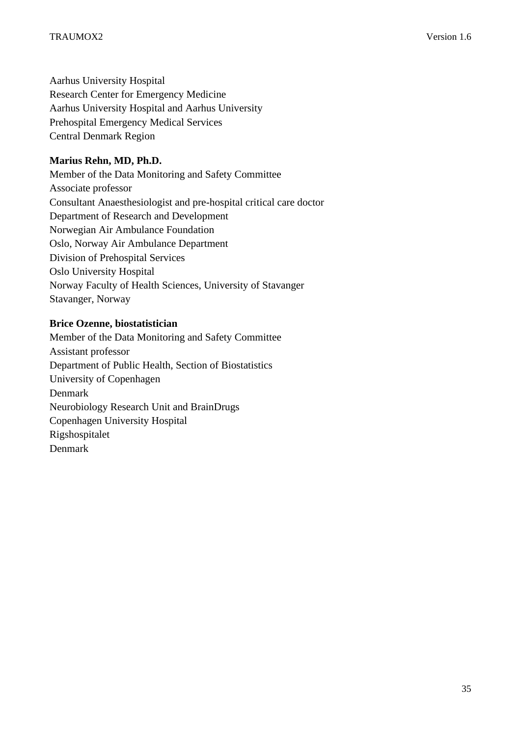Aarhus University Hospital
Research Center for Emergency Medicine
Aarhus University Hospital and Aarhus University
Prehospital Emergency Medical Services
Central Denmark Region

**Marius Rehn, MD, Ph.D.**
Member of the Data Monitoring and Safety Committee
Associate professor
Consultant Anaesthesiologist and pre-hospital critical care doctor
Department of Research and Development
Norwegian Air Ambulance Foundation
Oslo, Norway Air Ambulance Department
Division of Prehospital Services
Oslo University Hospital
Norway Faculty of Health Sciences, University of Stavanger
Stavanger, Norway

**Brice Ozenne, biostatistician**
Member of the Data Monitoring and Safety Committee
Assistant professor
Department of Public Health, Section of Biostatistics
University of Copenhagen
Denmark
Neurobiology Research Unit and BrainDrugs
Copenhagen University Hospital
Rigshospitalet
Denmark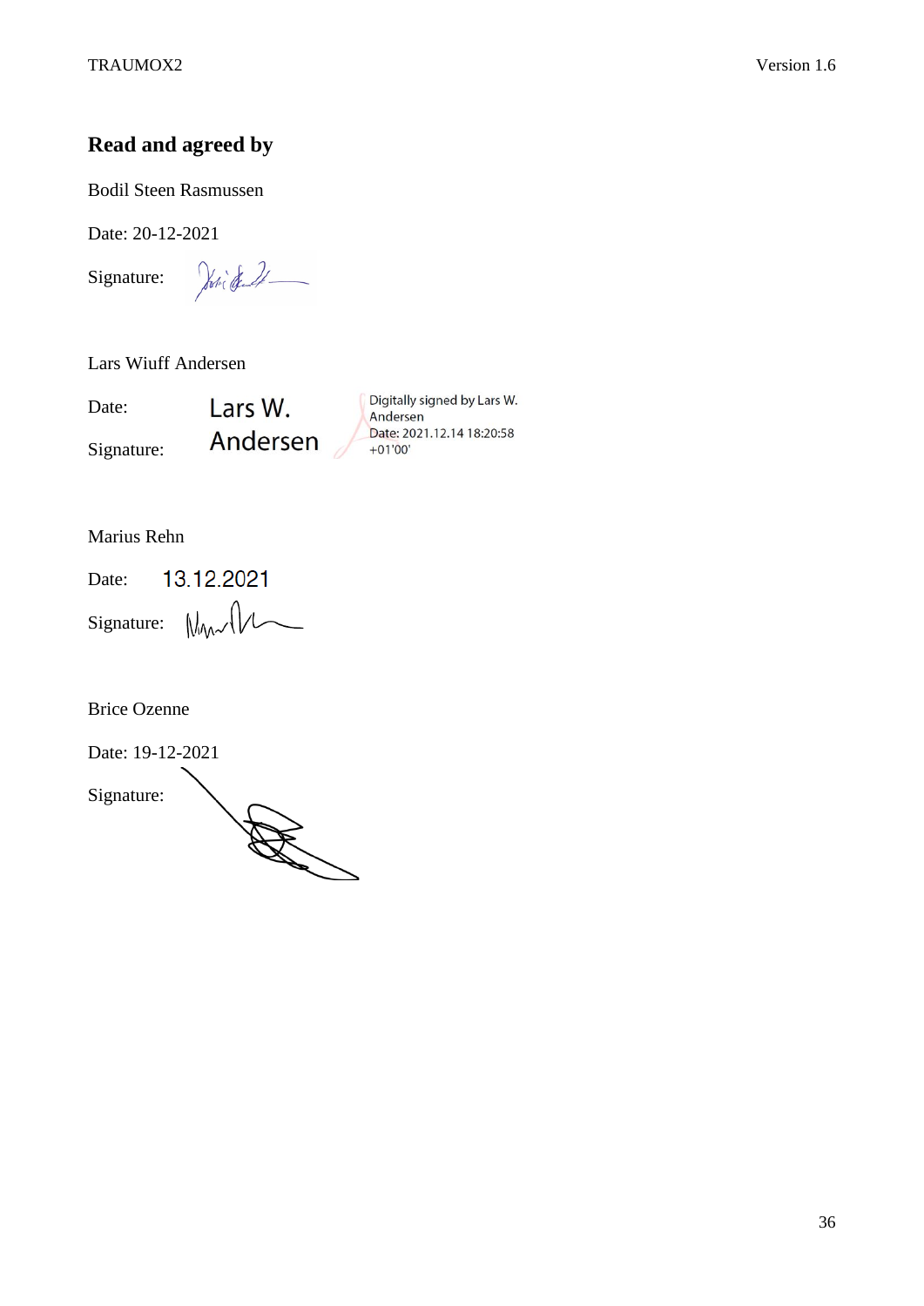## Read and agreed by

Bodil Steen Rasmussen

Date: 20-12-2021

Signature:

Lars Wiuff Andersen

Date: Lars W. Andersen — Digitally signed by Lars W. Andersen Date: 2021.12.14 18:20:58 +01'00'

Signature:

Marius Rehn

Date: 13.12.2021

Signature:

Brice Ozenne

Date: 19-12-2021

Signature: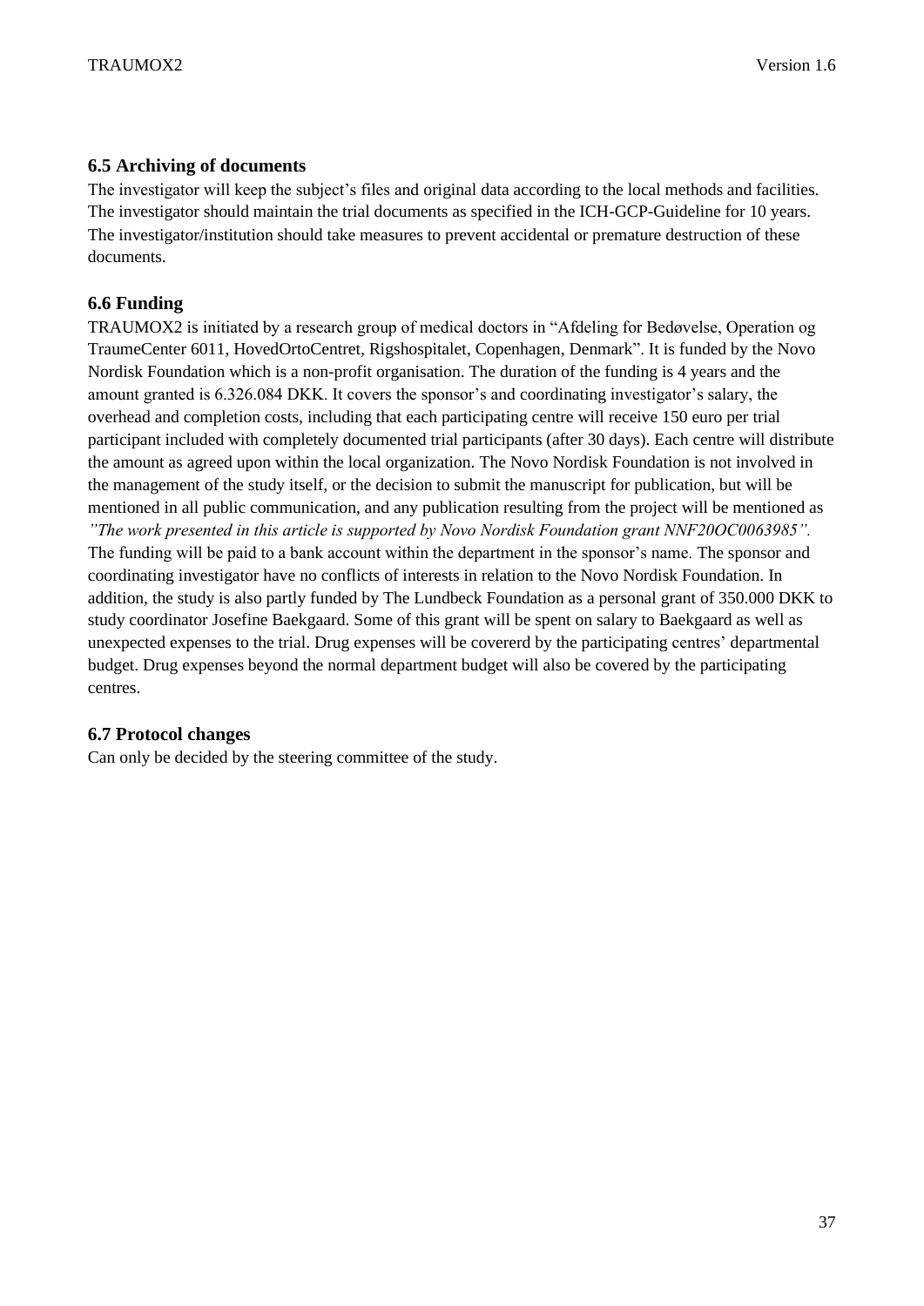### 6.5 Archiving of documents

The investigator will keep the subject's files and original data according to the local methods and facilities. The investigator should maintain the trial documents as specified in the ICH-GCP-Guideline for 10 years. The investigator/institution should take measures to prevent accidental or premature destruction of these documents.

### 6.6 Funding

TRAUMOX2 is initiated by a research group of medical doctors in "Afdeling for Bedøvelse, Operation og TraumeCenter 6011, HovedOrtoCentret, Rigshospitalet, Copenhagen, Denmark". It is funded by the Novo Nordisk Foundation which is a non-profit organisation. The duration of the funding is 4 years and the amount granted is 6.326.084 DKK. It covers the sponsor's and coordinating investigator's salary, the overhead and completion costs, including that each participating centre will receive 150 euro per trial participant included with completely documented trial participants (after 30 days). Each centre will distribute the amount as agreed upon within the local organization. The Novo Nordisk Foundation is not involved in the management of the study itself, or the decision to submit the manuscript for publication, but will be mentioned in all public communication, and any publication resulting from the project will be mentioned as *"The work presented in this article is supported by Novo Nordisk Foundation grant NNF20OC0063985".* The funding will be paid to a bank account within the department in the sponsor's name. The sponsor and coordinating investigator have no conflicts of interests in relation to the Novo Nordisk Foundation. In addition, the study is also partly funded by The Lundbeck Foundation as a personal grant of 350.000 DKK to study coordinator Josefine Baekgaard. Some of this grant will be spent on salary to Baekgaard as well as unexpected expenses to the trial. Drug expenses will be covererd by the participating centres' departmental budget. Drug expenses beyond the normal department budget will also be covered by the participating centres.

### 6.7 Protocol changes

Can only be decided by the steering committee of the study.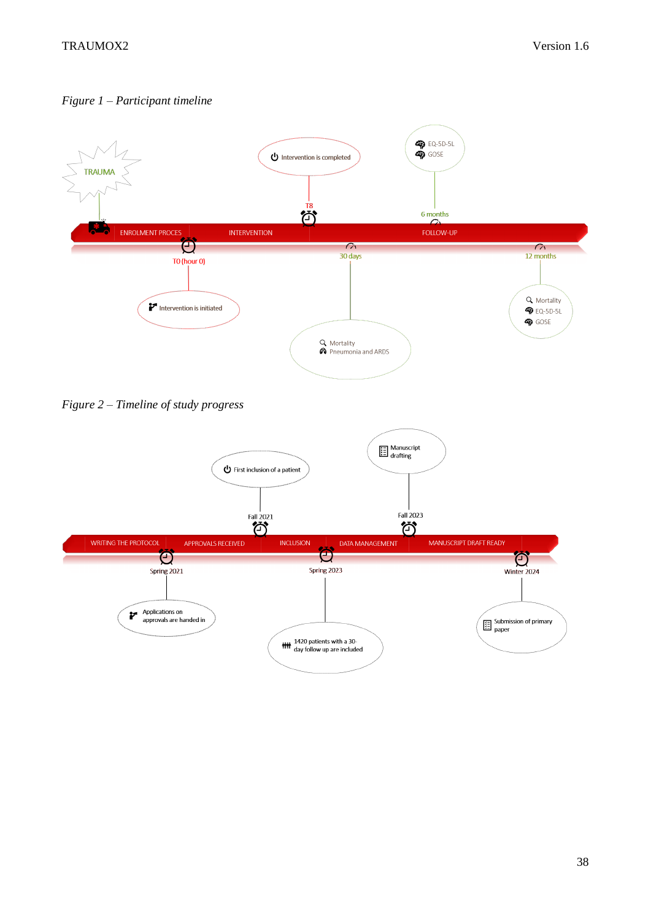*Figure 1 – Participant timeline*

TRAUMA

ENROLMENT PROCES | INTERVENTION | FOLLOW-UP

T0 (hour 0) — Intervention is initiated

T8 — Intervention is completed

30 days — Mortality; Pneumonia and ARDS

6 months — EQ-5D-5L; GOSE

12 months — Mortality; EQ-5D-5L; GOSE

*Figure 2 – Timeline of study progress*

WRITING THE PROTOCOL | APPROVALS RECEIVED | INCLUSION | DATA MANAGEMENT | MANUSCRIPT DRAFT READY

Spring 2021 — Applications on approvals are handed in

Fall 2021 — First inclusion of a patient

Spring 2023 — 1420 patients with a 30-day follow up are included

Fall 2023 — Manuscript drafting

Winter 2024 — Submission of primary paper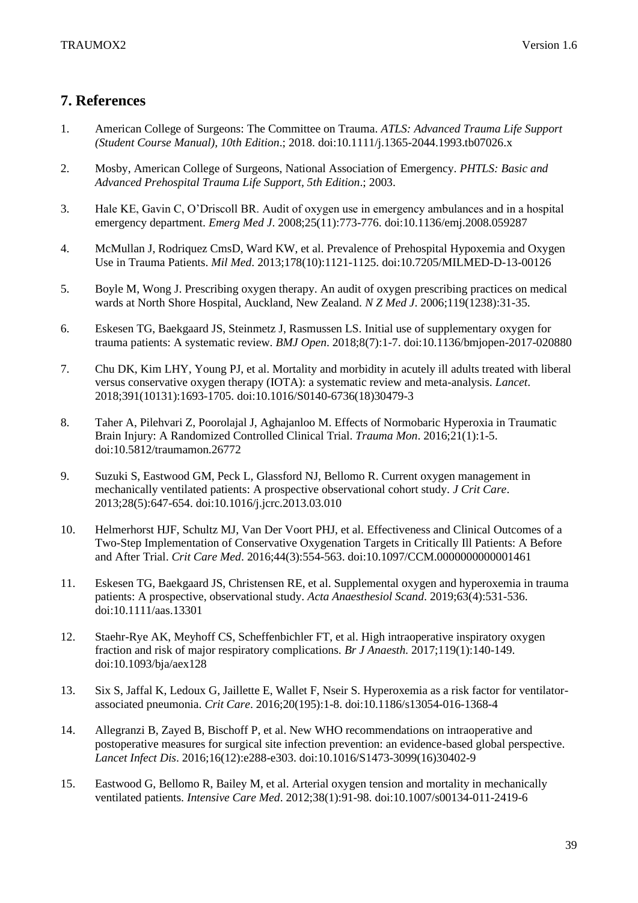## 7. References

1. American College of Surgeons: The Committee on Trauma. *ATLS: Advanced Trauma Life Support (Student Course Manual), 10th Edition*.; 2018. doi:10.1111/j.1365-2044.1993.tb07026.x

2. Mosby, American College of Surgeons, National Association of Emergency. *PHTLS: Basic and Advanced Prehospital Trauma Life Support, 5th Edition*.; 2003.

3. Hale KE, Gavin C, O'Driscoll BR. Audit of oxygen use in emergency ambulances and in a hospital emergency department. *Emerg Med J*. 2008;25(11):773-776. doi:10.1136/emj.2008.059287

4. McMullan J, Rodriquez CmsD, Ward KW, et al. Prevalence of Prehospital Hypoxemia and Oxygen Use in Trauma Patients. *Mil Med*. 2013;178(10):1121-1125. doi:10.7205/MILMED-D-13-00126

5. Boyle M, Wong J. Prescribing oxygen therapy. An audit of oxygen prescribing practices on medical wards at North Shore Hospital, Auckland, New Zealand. *N Z Med J*. 2006;119(1238):31-35.

6. Eskesen TG, Baekgaard JS, Steinmetz J, Rasmussen LS. Initial use of supplementary oxygen for trauma patients: A systematic review. *BMJ Open*. 2018;8(7):1-7. doi:10.1136/bmjopen-2017-020880

7. Chu DK, Kim LHY, Young PJ, et al. Mortality and morbidity in acutely ill adults treated with liberal versus conservative oxygen therapy (IOTA): a systematic review and meta-analysis. *Lancet*. 2018;391(10131):1693-1705. doi:10.1016/S0140-6736(18)30479-3

8. Taher A, Pilehvari Z, Poorolajal J, Aghajanloo M. Effects of Normobaric Hyperoxia in Traumatic Brain Injury: A Randomized Controlled Clinical Trial. *Trauma Mon*. 2016;21(1):1-5. doi:10.5812/traumamon.26772

9. Suzuki S, Eastwood GM, Peck L, Glassford NJ, Bellomo R. Current oxygen management in mechanically ventilated patients: A prospective observational cohort study. *J Crit Care*. 2013;28(5):647-654. doi:10.1016/j.jcrc.2013.03.010

10. Helmerhorst HJF, Schultz MJ, Van Der Voort PHJ, et al. Effectiveness and Clinical Outcomes of a Two-Step Implementation of Conservative Oxygenation Targets in Critically Ill Patients: A Before and After Trial. *Crit Care Med*. 2016;44(3):554-563. doi:10.1097/CCM.0000000000001461

11. Eskesen TG, Baekgaard JS, Christensen RE, et al. Supplemental oxygen and hyperoxemia in trauma patients: A prospective, observational study. *Acta Anaesthesiol Scand*. 2019;63(4):531-536. doi:10.1111/aas.13301

12. Staehr-Rye AK, Meyhoff CS, Scheffenbichler FT, et al. High intraoperative inspiratory oxygen fraction and risk of major respiratory complications. *Br J Anaesth*. 2017;119(1):140-149. doi:10.1093/bja/aex128

13. Six S, Jaffal K, Ledoux G, Jaillette E, Wallet F, Nseir S. Hyperoxemia as a risk factor for ventilator-associated pneumonia. *Crit Care*. 2016;20(195):1-8. doi:10.1186/s13054-016-1368-4

14. Allegranzi B, Zayed B, Bischoff P, et al. New WHO recommendations on intraoperative and postoperative measures for surgical site infection prevention: an evidence-based global perspective. *Lancet Infect Dis*. 2016;16(12):e288-e303. doi:10.1016/S1473-3099(16)30402-9

15. Eastwood G, Bellomo R, Bailey M, et al. Arterial oxygen tension and mortality in mechanically ventilated patients. *Intensive Care Med*. 2012;38(1):91-98. doi:10.1007/s00134-011-2419-6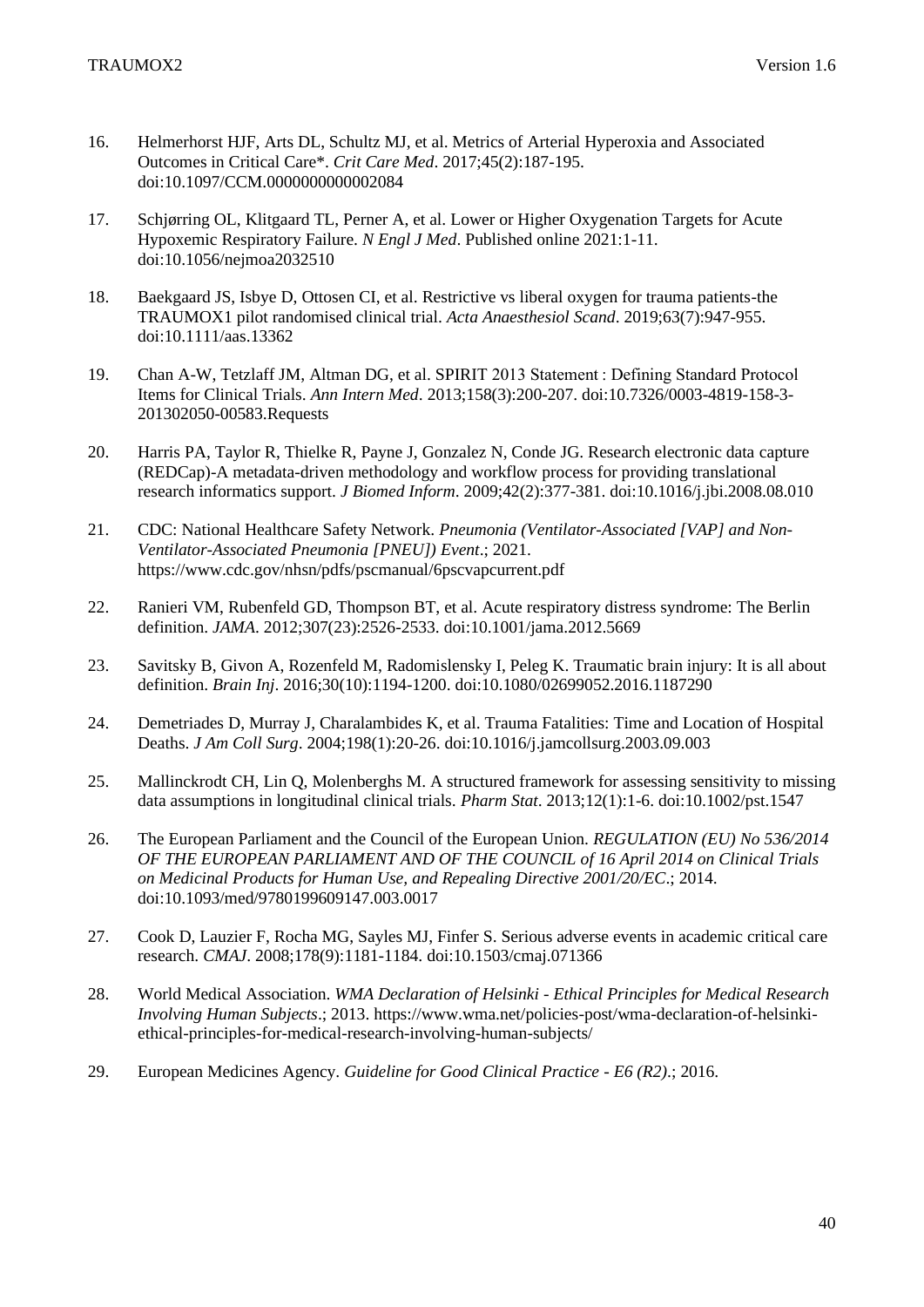16. Helmerhorst HJF, Arts DL, Schultz MJ, et al. Metrics of Arterial Hyperoxia and Associated Outcomes in Critical Care*. *Crit Care Med*. 2017;45(2):187-195. doi:10.1097/CCM.0000000000002084

17. Schjørring OL, Klitgaard TL, Perner A, et al. Lower or Higher Oxygenation Targets for Acute Hypoxemic Respiratory Failure. *N Engl J Med*. Published online 2021:1-11. doi:10.1056/nejmoa2032510

18. Baekgaard JS, Isbye D, Ottosen CI, et al. Restrictive vs liberal oxygen for trauma patients-the TRAUMOX1 pilot randomised clinical trial. *Acta Anaesthesiol Scand*. 2019;63(7):947-955. doi:10.1111/aas.13362

19. Chan A-W, Tetzlaff JM, Altman DG, et al. SPIRIT 2013 Statement : Defining Standard Protocol Items for Clinical Trials. *Ann Intern Med*. 2013;158(3):200-207. doi:10.7326/0003-4819-158-3-201302050-00583.Requests

20. Harris PA, Taylor R, Thielke R, Payne J, Gonzalez N, Conde JG. Research electronic data capture (REDCap)-A metadata-driven methodology and workflow process for providing translational research informatics support. *J Biomed Inform*. 2009;42(2):377-381. doi:10.1016/j.jbi.2008.08.010

21. CDC: National Healthcare Safety Network. *Pneumonia (Ventilator-Associated [VAP] and Non-Ventilator-Associated Pneumonia [PNEU]) Event*.; 2021. https://www.cdc.gov/nhsn/pdfs/pscmanual/6pscvapcurrent.pdf

22. Ranieri VM, Rubenfeld GD, Thompson BT, et al. Acute respiratory distress syndrome: The Berlin definition. *JAMA*. 2012;307(23):2526-2533. doi:10.1001/jama.2012.5669

23. Savitsky B, Givon A, Rozenfeld M, Radomislensky I, Peleg K. Traumatic brain injury: It is all about definition. *Brain Inj*. 2016;30(10):1194-1200. doi:10.1080/02699052.2016.1187290

24. Demetriades D, Murray J, Charalambides K, et al. Trauma Fatalities: Time and Location of Hospital Deaths. *J Am Coll Surg*. 2004;198(1):20-26. doi:10.1016/j.jamcollsurg.2003.09.003

25. Mallinckrodt CH, Lin Q, Molenberghs M. A structured framework for assessing sensitivity to missing data assumptions in longitudinal clinical trials. *Pharm Stat*. 2013;12(1):1-6. doi:10.1002/pst.1547

26. The European Parliament and the Council of the European Union. *REGULATION (EU) No 536/2014 OF THE EUROPEAN PARLIAMENT AND OF THE COUNCIL of 16 April 2014 on Clinical Trials on Medicinal Products for Human Use, and Repealing Directive 2001/20/EC*.; 2014. doi:10.1093/med/9780199609147.003.0017

27. Cook D, Lauzier F, Rocha MG, Sayles MJ, Finfer S. Serious adverse events in academic critical care research. *CMAJ*. 2008;178(9):1181-1184. doi:10.1503/cmaj.071366

28. World Medical Association. *WMA Declaration of Helsinki - Ethical Principles for Medical Research Involving Human Subjects*.; 2013. https://www.wma.net/policies-post/wma-declaration-of-helsinki-ethical-principles-for-medical-research-involving-human-subjects/

29. European Medicines Agency. *Guideline for Good Clinical Practice - E6 (R2)*.; 2016.